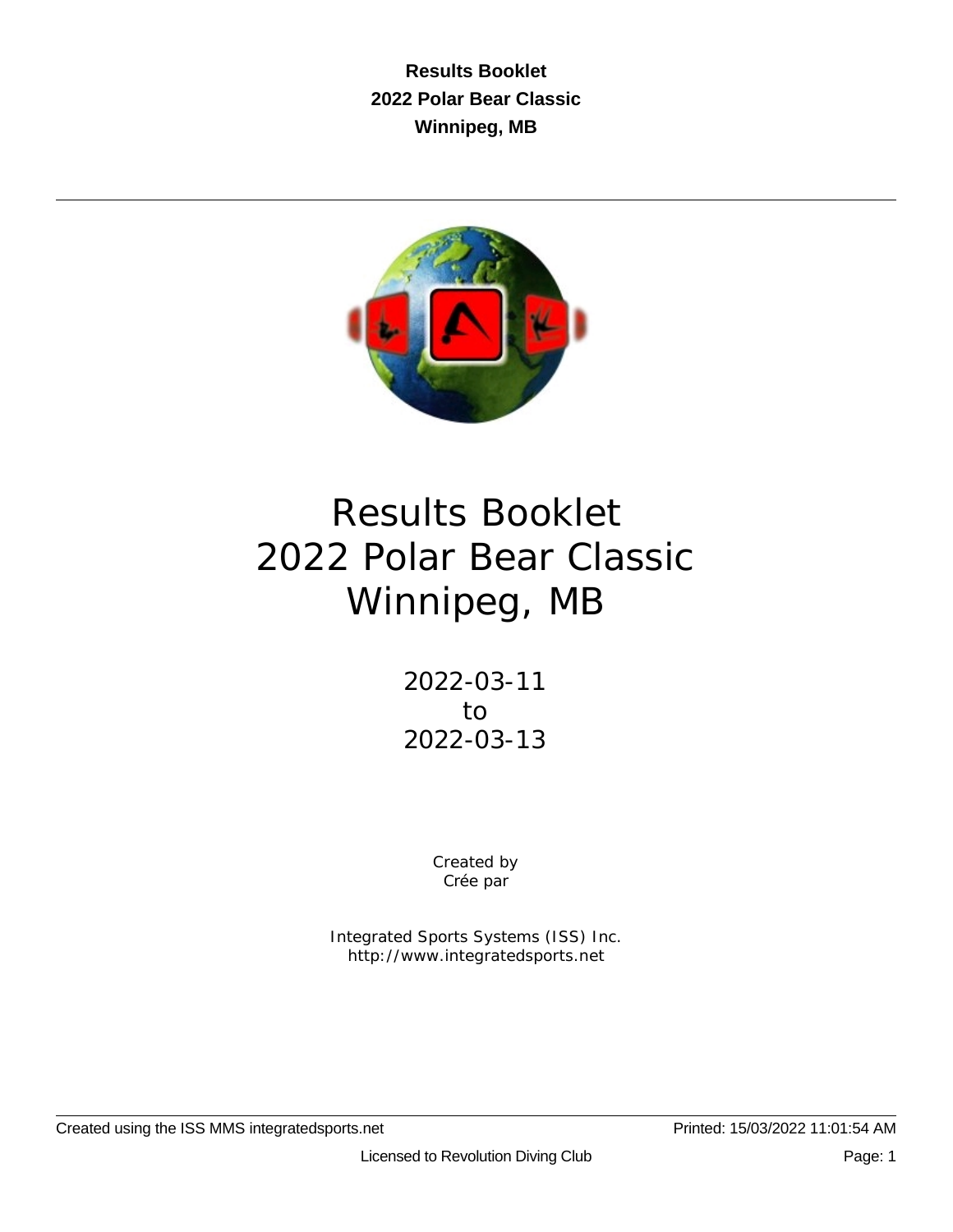# Results Booklet
# 2022 Polar Bear Classic
# Winnipeg, MB

2022-03-11
to
2022-03-13

Created by
Crée par

Integrated Sports Systems (ISS) Inc.
http://www.integratedsports.net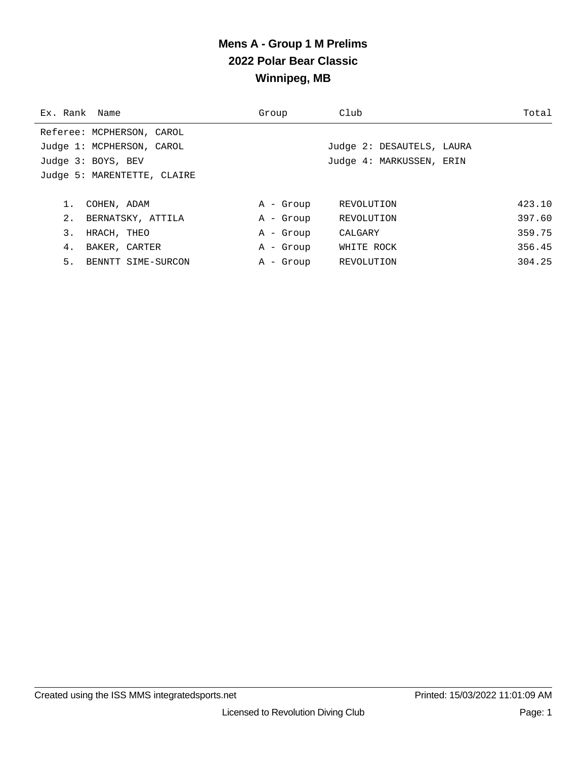# Mens A - Group 1 M Prelims
## 2022 Polar Bear Classic
## Winnipeg, MB

Referee: MCPHERSON, CAROL
Judge 1: MCPHERSON, CAROL
Judge 2: DESAUTELS, LAURA
Judge 3: BOYS, BEV
Judge 4: MARKUSSEN, ERIN
Judge 5: MARENTETTE, CLAIRE

| Ex. | Rank | Name | Group | Club | Total |
|---|---|---|---|---|---|
| | 1. | COHEN, ADAM | A - Group | REVOLUTION | 423.10 |
| | 2. | BERNATSKY, ATTILA | A - Group | REVOLUTION | 397.60 |
| | 3. | HRACH, THEO | A - Group | CALGARY | 359.75 |
| | 4. | BAKER, CARTER | A - Group | WHITE ROCK | 356.45 |
| | 5. | BENNTT SIME-SURCON | A - Group | REVOLUTION | 304.25 |

Created using the ISS MMS integratedsports.net
Printed: 15/03/2022 11:01:09 AM
Licensed to Revolution Diving Club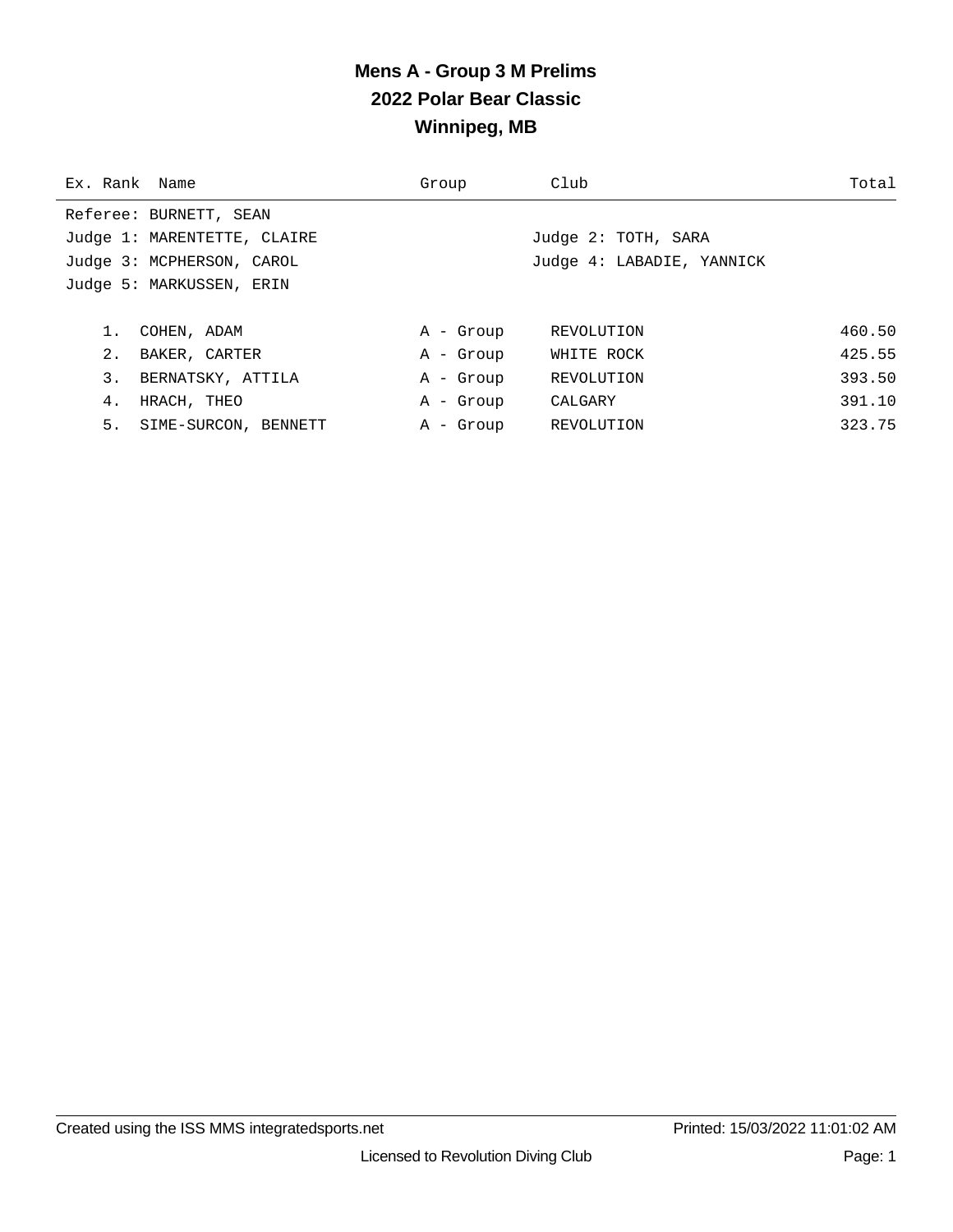# Mens A - Group 3 M Prelims
## 2022 Polar Bear Classic
## Winnipeg, MB

Referee: BURNETT, SEAN

Judge 1: MARENTETTE, CLAIRE — Judge 2: TOTH, SARA

Judge 3: MCPHERSON, CAROL — Judge 4: LABADIE, YANNICK

Judge 5: MARKUSSEN, ERIN

| Ex. | Rank | Name | Group | Club | Total |
|---|---|---|---|---|---|
| | 1. | COHEN, ADAM | A - Group | REVOLUTION | 460.50 |
| | 2. | BAKER, CARTER | A - Group | WHITE ROCK | 425.55 |
| | 3. | BERNATSKY, ATTILA | A - Group | REVOLUTION | 393.50 |
| | 4. | HRACH, THEO | A - Group | CALGARY | 391.10 |
| | 5. | SIME-SURCON, BENNETT | A - Group | REVOLUTION | 323.75 |

Created using the ISS MMS integratedsports.net — Printed: 15/03/2022 11:01:02 AM

Licensed to Revolution Diving Club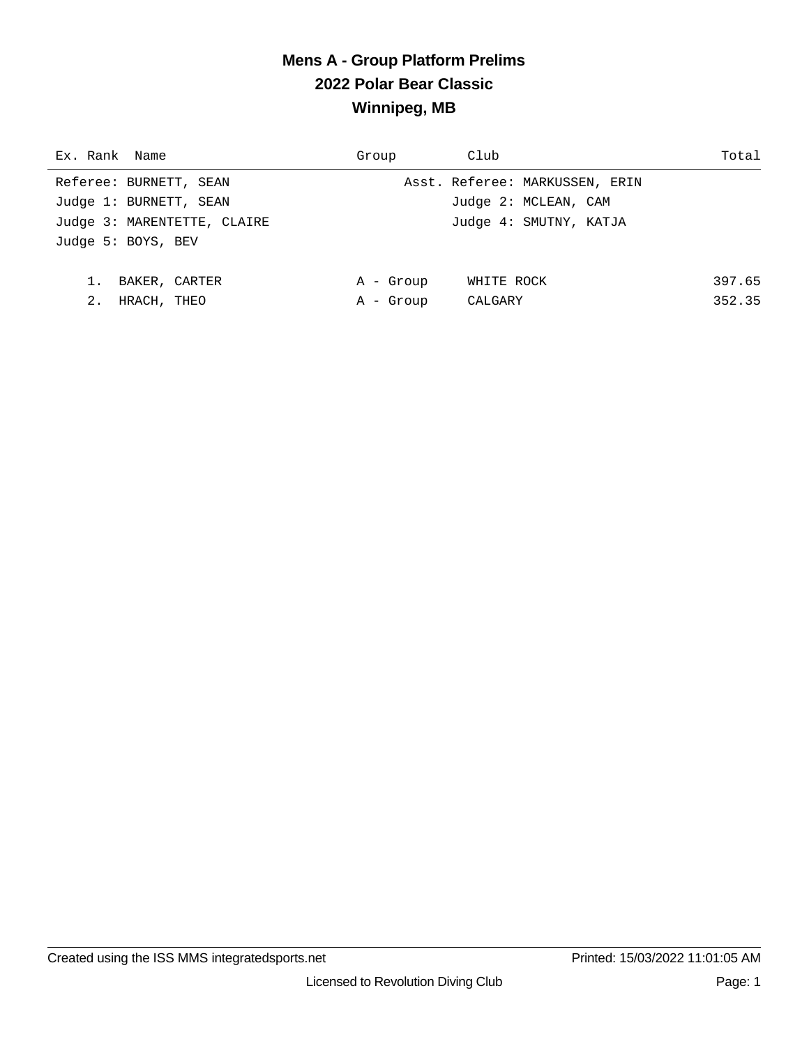# Mens A - Group Platform Prelims
## 2022 Polar Bear Classic
## Winnipeg, MB

| Ex. | Rank | Name | Group | Club | Total |
|---|---|---|---|---|---|

Referee: BURNETT, SEAN — Asst. Referee: MARKUSSEN, ERIN

Judge 1: BURNETT, SEAN — Judge 2: MCLEAN, CAM

Judge 3: MARENTETTE, CLAIRE — Judge 4: SMUTNY, KATJA

Judge 5: BOYS, BEV

| Ex. | Rank | Name | Group | Club | Total |
|---|---|---|---|---|---|
| | 1. | BAKER, CARTER | A - Group | WHITE ROCK | 397.65 |
| | 2. | HRACH, THEO | A - Group | CALGARY | 352.35 |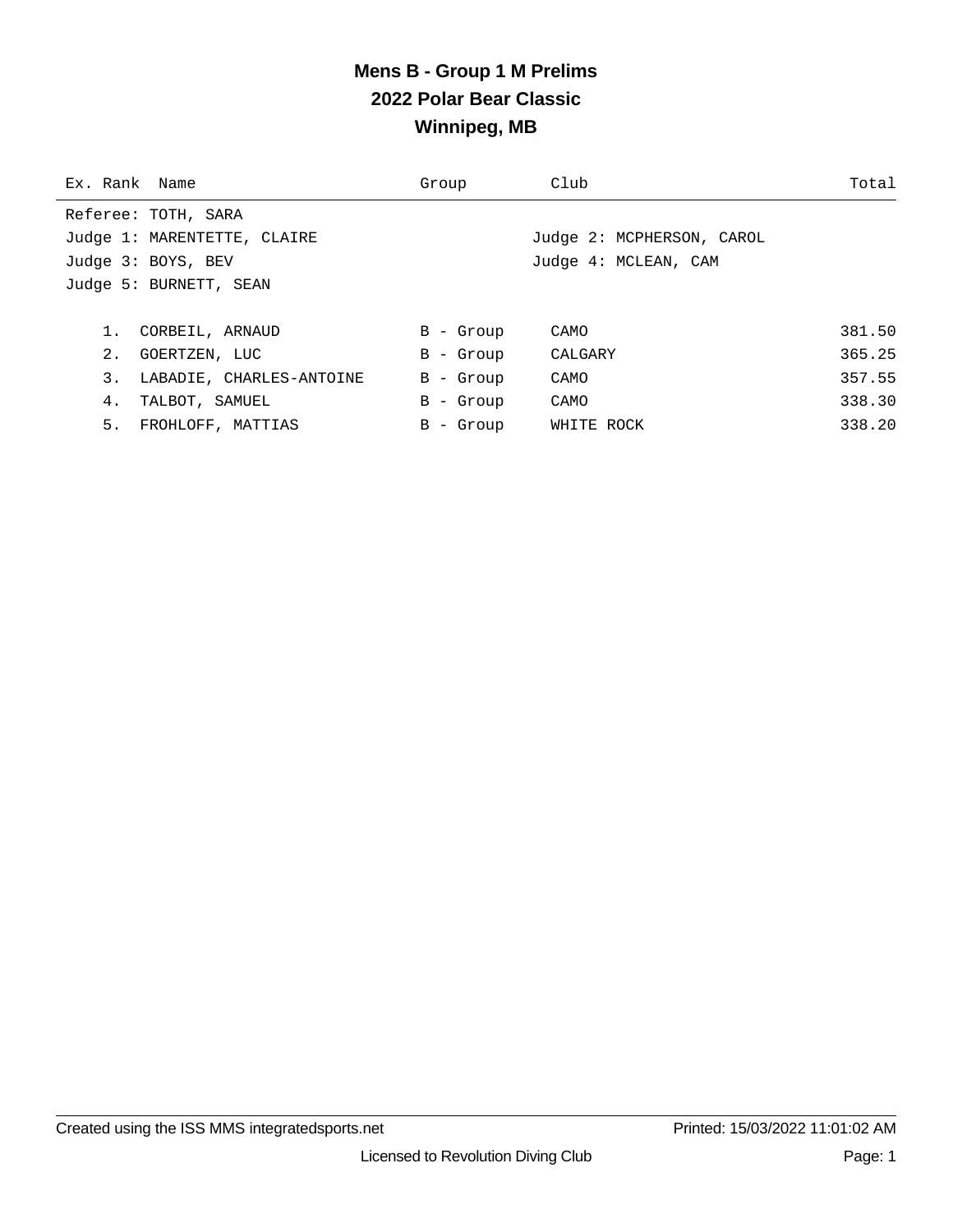# Mens B - Group 1 M Prelims

## 2022 Polar Bear Classic

## Winnipeg, MB

| Ex. | Rank | Name | Group | Club | Total |
|---|---|---|---|---|---|

Referee: TOTH, SARA

Judge 1: MARENTETTE, CLAIRE

Judge 2: MCPHERSON, CAROL

Judge 3: BOYS, BEV

Judge 4: MCLEAN, CAM

Judge 5: BURNETT, SEAN

| Ex. | Rank | Name | Group | Club | Total |
|---|---|---|---|---|---|
| | 1. | CORBEIL, ARNAUD | B - Group | CAMO | 381.50 |
| | 2. | GOERTZEN, LUC | B - Group | CALGARY | 365.25 |
| | 3. | LABADIE, CHARLES-ANTOINE | B - Group | CAMO | 357.55 |
| | 4. | TALBOT, SAMUEL | B - Group | CAMO | 338.30 |
| | 5. | FROHLOFF, MATTIAS | B - Group | WHITE ROCK | 338.20 |

Created using the ISS MMS integratedsports.net

Printed: 15/03/2022 11:01:02 AM

Licensed to Revolution Diving Club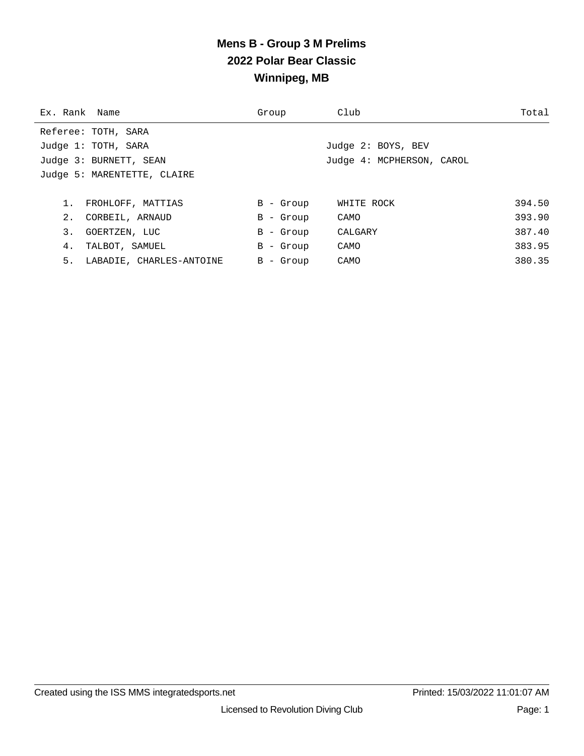# Mens B - Group 3 M Prelims

## 2022 Polar Bear Classic

## Winnipeg, MB

Referee: TOTH, SARA

Judge 1: TOTH, SARA
Judge 2: BOYS, BEV
Judge 3: BURNETT, SEAN
Judge 4: MCPHERSON, CAROL
Judge 5: MARENTETTE, CLAIRE

| Ex. | Rank | Name | Group | Club | Total |
|---|---|---|---|---|---|
| | 1. | FROHLOFF, MATTIAS | B - Group | WHITE ROCK | 394.50 |
| | 2. | CORBEIL, ARNAUD | B - Group | CAMO | 393.90 |
| | 3. | GOERTZEN, LUC | B - Group | CALGARY | 387.40 |
| | 4. | TALBOT, SAMUEL | B - Group | CAMO | 383.95 |
| | 5. | LABADIE, CHARLES-ANTOINE | B - Group | CAMO | 380.35 |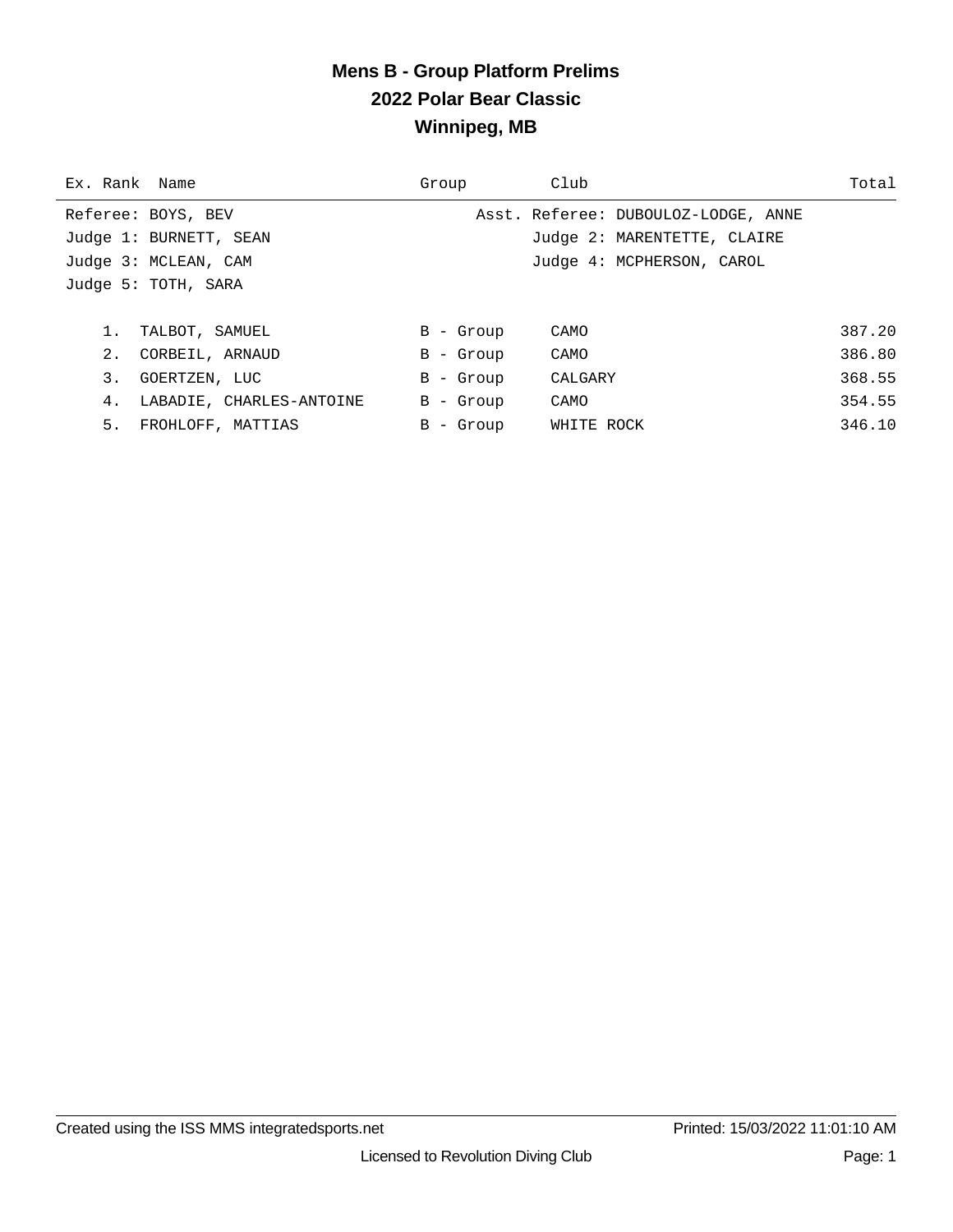# Mens B - Group Platform Prelims

## 2022 Polar Bear Classic

## Winnipeg, MB

Referee: BOYS, BEV
Asst. Referee: DUBOULOZ-LODGE, ANNE
Judge 1: BURNETT, SEAN
Judge 2: MARENTETTE, CLAIRE
Judge 3: MCLEAN, CAM
Judge 4: MCPHERSON, CAROL
Judge 5: TOTH, SARA

| Ex. | Rank | Name | Group | Club | Total |
|---|---|---|---|---|---|
| | 1. | TALBOT, SAMUEL | B - Group | CAMO | 387.20 |
| | 2. | CORBEIL, ARNAUD | B - Group | CAMO | 386.80 |
| | 3. | GOERTZEN, LUC | B - Group | CALGARY | 368.55 |
| | 4. | LABADIE, CHARLES-ANTOINE | B - Group | CAMO | 354.55 |
| | 5. | FROHLOFF, MATTIAS | B - Group | WHITE ROCK | 346.10 |

Created using the ISS MMS integratedsports.net

Printed: 15/03/2022 11:01:10 AM

Licensed to Revolution Diving Club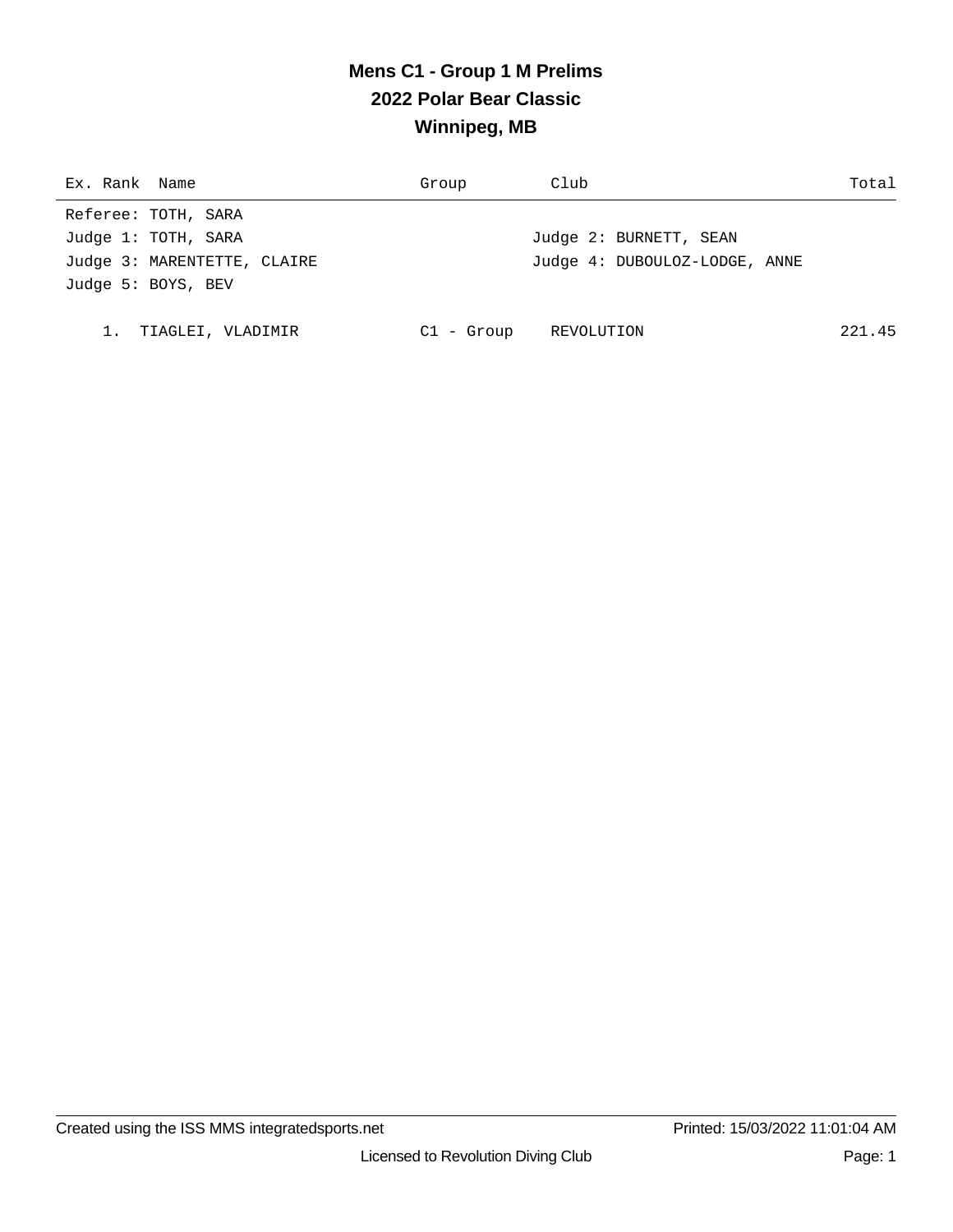# Mens C1 - Group 1 M Prelims
## 2022 Polar Bear Classic
## Winnipeg, MB

| Ex. | Rank | Name | Group | Club | Total |
|---|---|---|---|---|---|

Referee: TOTH, SARA
Judge 1: TOTH, SARA
Judge 2: BURNETT, SEAN
Judge 3: MARENTETTE, CLAIRE
Judge 4: DUBOULOZ-LODGE, ANNE
Judge 5: BOYS, BEV

| Ex. | Rank | Name | Group | Club | Total |
|---|---|---|---|---|---|
| | 1. | TIAGLEI, VLADIMIR | C1 - Group | REVOLUTION | 221.45 |

Created using the ISS MMS integratedsports.net
Printed: 15/03/2022 11:01:04 AM
Licensed to Revolution Diving Club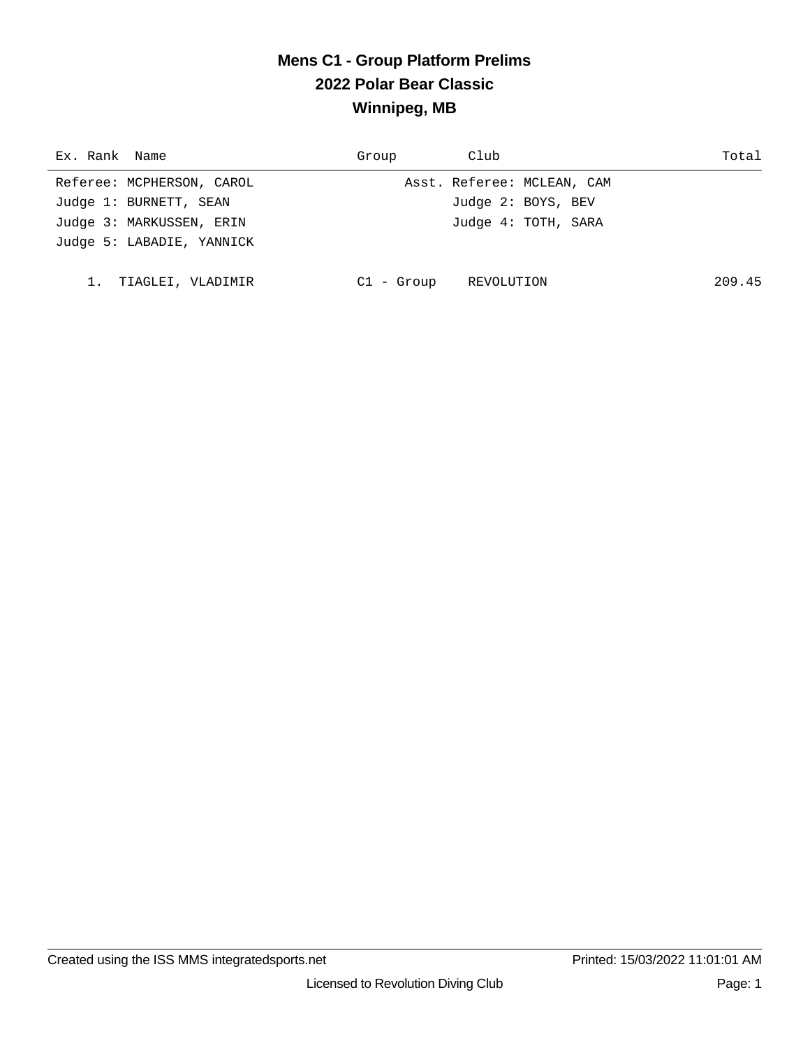# Mens C1 - Group Platform Prelims
## 2022 Polar Bear Classic
## Winnipeg, MB

| Ex. Rank | Name | Group | Club | Total |
|---|---|---|---|---|
| Referee: MCPHERSON, CAROL | | Asst. Referee: MCLEAN, CAM | | |
| Judge 1: BURNETT, SEAN | | Judge 2: BOYS, BEV | | |
| Judge 3: MARKUSSEN, ERIN | | Judge 4: TOTH, SARA | | |
| Judge 5: LABADIE, YANNICK | | | | |
| 1. | TIAGLEI, VLADIMIR | C1 - Group | REVOLUTION | 209.45 |

Created using the ISS MMS integratedsports.net Printed: 15/03/2022 11:01:01 AM

Licensed to Revolution Diving Club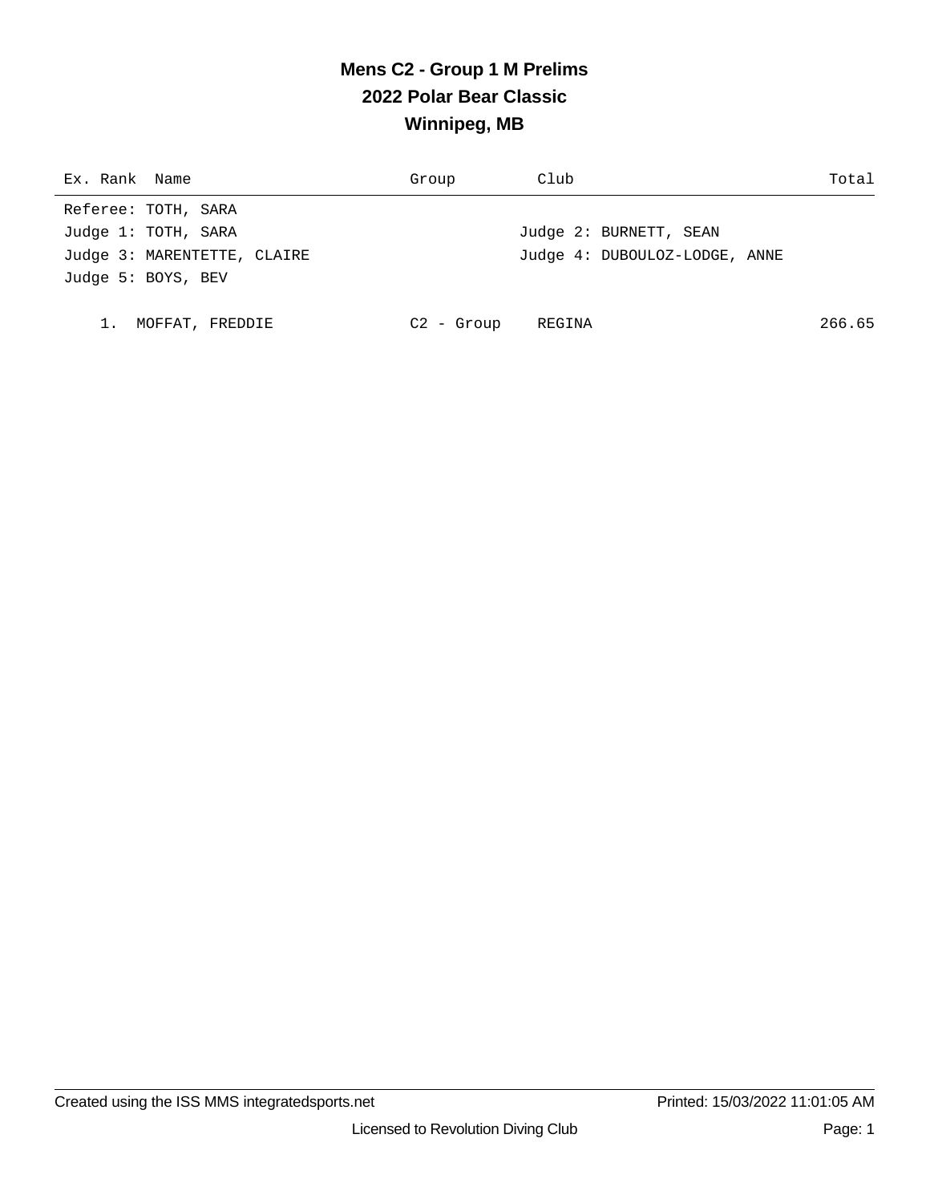# Mens C2 - Group 1 M Prelims

## 2022 Polar Bear Classic

## Winnipeg, MB

Referee: TOTH, SARA

Judge 1: TOTH, SARA

Judge 2: BURNETT, SEAN

Judge 3: MARENTETTE, CLAIRE

Judge 4: DUBOULOZ-LODGE, ANNE

Judge 5: BOYS, BEV

| Ex. | Rank | Name | Group | Club | Total |
|---|---|---|---|---|---|
| | 1. | MOFFAT, FREDDIE | C2 - Group | REGINA | 266.65 |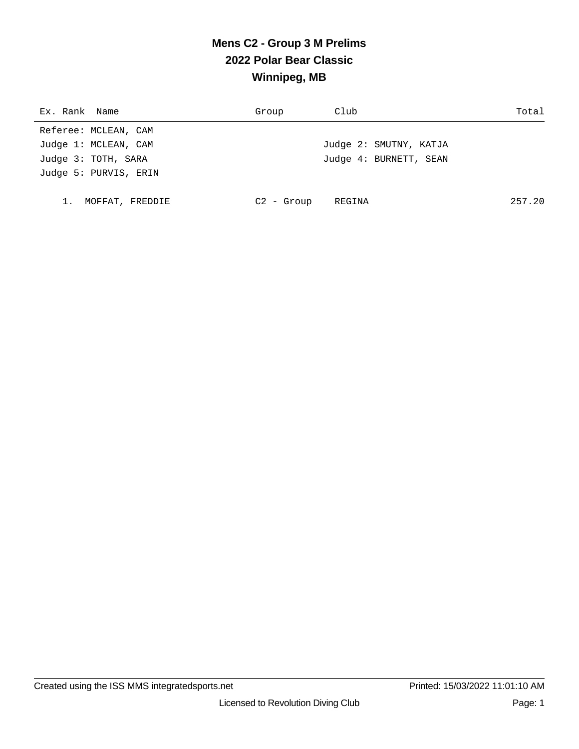# Mens C2 - Group 3 M Prelims

## 2022 Polar Bear Classic

## Winnipeg, MB

| Ex. | Rank | Name | Group | Club | Total |
|---|---|---|---|---|---|

Referee: MCLEAN, CAM

Judge 1: MCLEAN, CAM

Judge 2: SMUTNY, KATJA

Judge 3: TOTH, SARA

Judge 4: BURNETT, SEAN

Judge 5: PURVIS, ERIN

| Ex. | Rank | Name | Group | Club | Total |
|---|---|---|---|---|---|
| | 1. | MOFFAT, FREDDIE | C2 - Group | REGINA | 257.20 |

Created using the ISS MMS integratedsports.net

Printed: 15/03/2022 11:01:10 AM

Licensed to Revolution Diving Club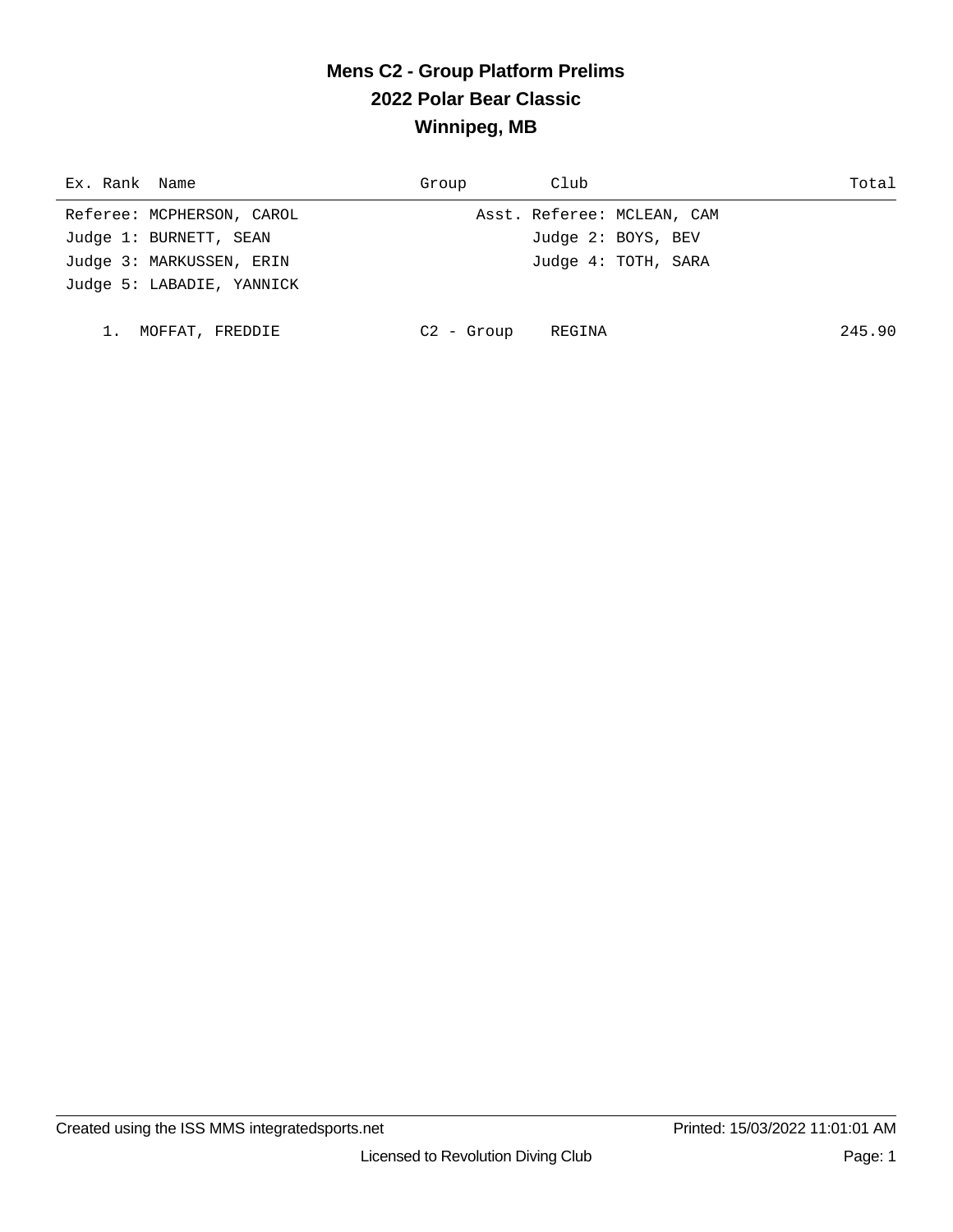# Mens C2 - Group Platform Prelims
## 2022 Polar Bear Classic
## Winnipeg, MB

| Ex. Rank | Name | Group | Club | Total |
|---|---|---|---|---|

Referee: MCPHERSON, CAROL    Asst. Referee: MCLEAN, CAM
Judge 1: BURNETT, SEAN    Judge 2: BOYS, BEV
Judge 3: MARKUSSEN, ERIN    Judge 4: TOTH, SARA
Judge 5: LABADIE, YANNICK

| Ex. Rank | Name | Group | Club | Total |
|---|---|---|---|---|
| 1. | MOFFAT, FREDDIE | C2 - Group | REGINA | 245.90 |

Created using the ISS MMS integratedsports.net    Printed: 15/03/2022 11:01:01 AM

Licensed to Revolution Diving Club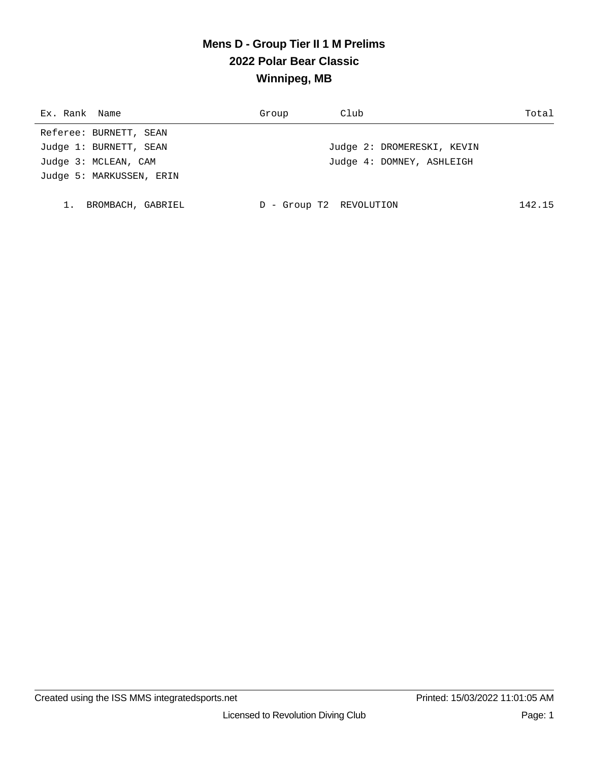# Mens D - Group Tier II 1 M Prelims
## 2022 Polar Bear Classic
## Winnipeg, MB

| Ex. | Rank | Name | Group | Club | Total |
|---|---|---|---|---|---|

Referee: BURNETT, SEAN
Judge 1: BURNETT, SEAN
Judge 2: DROMERESKI, KEVIN
Judge 3: MCLEAN, CAM
Judge 4: DOMNEY, ASHLEIGH
Judge 5: MARKUSSEN, ERIN

| Ex. | Rank | Name | Group | Club | Total |
|---|---|---|---|---|---|
| | 1. | BROMBACH, GABRIEL | D - Group T2 | REVOLUTION | 142.15 |

Created using the ISS MMS integratedsports.net
Printed: 15/03/2022 11:01:05 AM
Licensed to Revolution Diving Club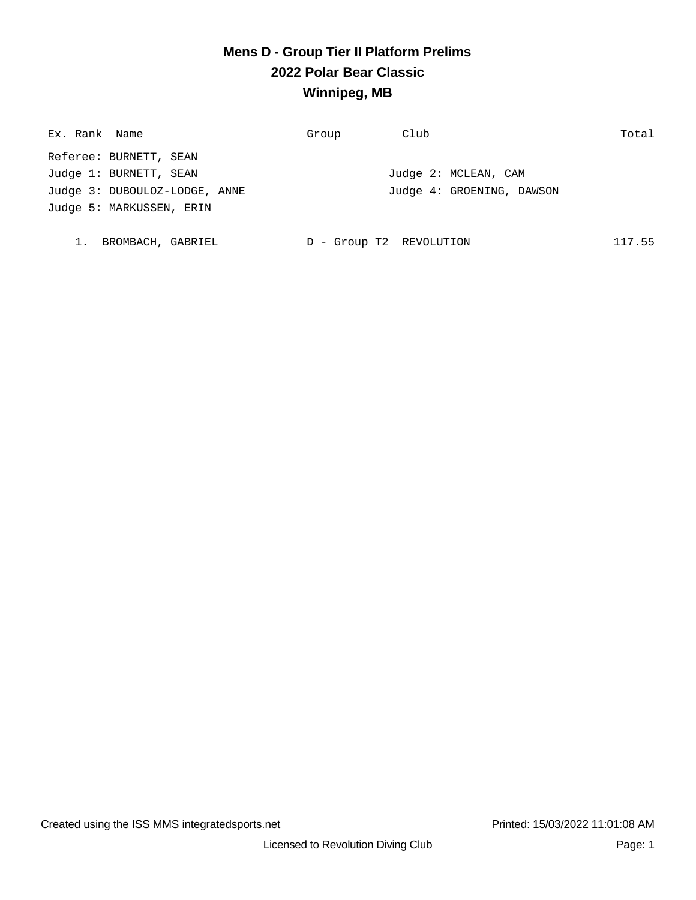# Mens D - Group Tier II Platform Prelims

## 2022 Polar Bear Classic

## Winnipeg, MB

| Ex. | Rank | Name | Group | Club | Total |
|---|---|---|---|---|---|

Referee: BURNETT, SEAN

Judge 1: BURNETT, SEAN | Judge 2: MCLEAN, CAM

Judge 3: DUBOULOZ-LODGE, ANNE | Judge 4: GROENING, DAWSON

Judge 5: MARKUSSEN, ERIN

| Ex. | Rank | Name | Group | Club | Total |
|---|---|---|---|---|---|
| | 1. | BROMBACH, GABRIEL | D - Group T2 | REVOLUTION | 117.55 |

Created using the ISS MMS integratedsports.net | Printed: 15/03/2022 11:01:08 AM

Licensed to Revolution Diving Club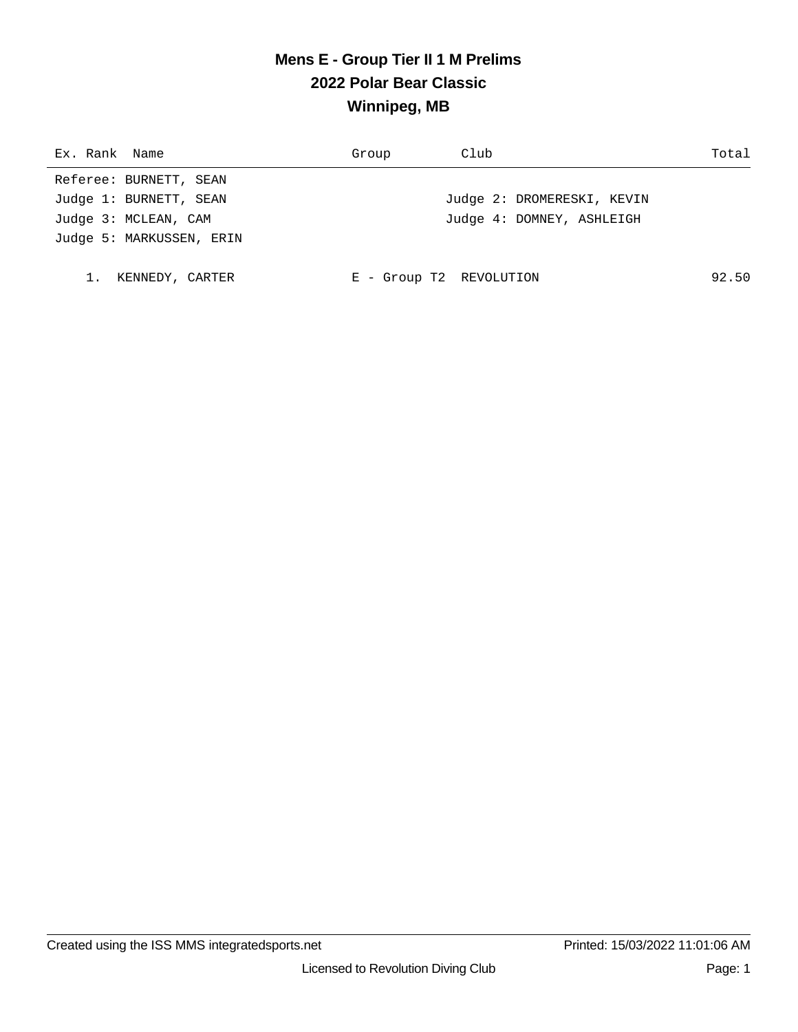# Mens E - Group Tier II 1 M Prelims
## 2022 Polar Bear Classic
## Winnipeg, MB

| Ex. | Rank | Name | Group | Club | Total |
|---|---|---|---|---|---|

Referee: BURNETT, SEAN
Judge 1: BURNETT, SEAN
Judge 2: DROMERESKI, KEVIN
Judge 3: MCLEAN, CAM
Judge 4: DOMNEY, ASHLEIGH
Judge 5: MARKUSSEN, ERIN

| Ex. | Rank | Name | Group | Club | Total |
|---|---|---|---|---|---|
| | 1. | KENNEDY, CARTER | E - Group T2 | REVOLUTION | 92.50 |

Created using the ISS MMS integratedsports.net
Printed: 15/03/2022 11:01:06 AM
Licensed to Revolution Diving Club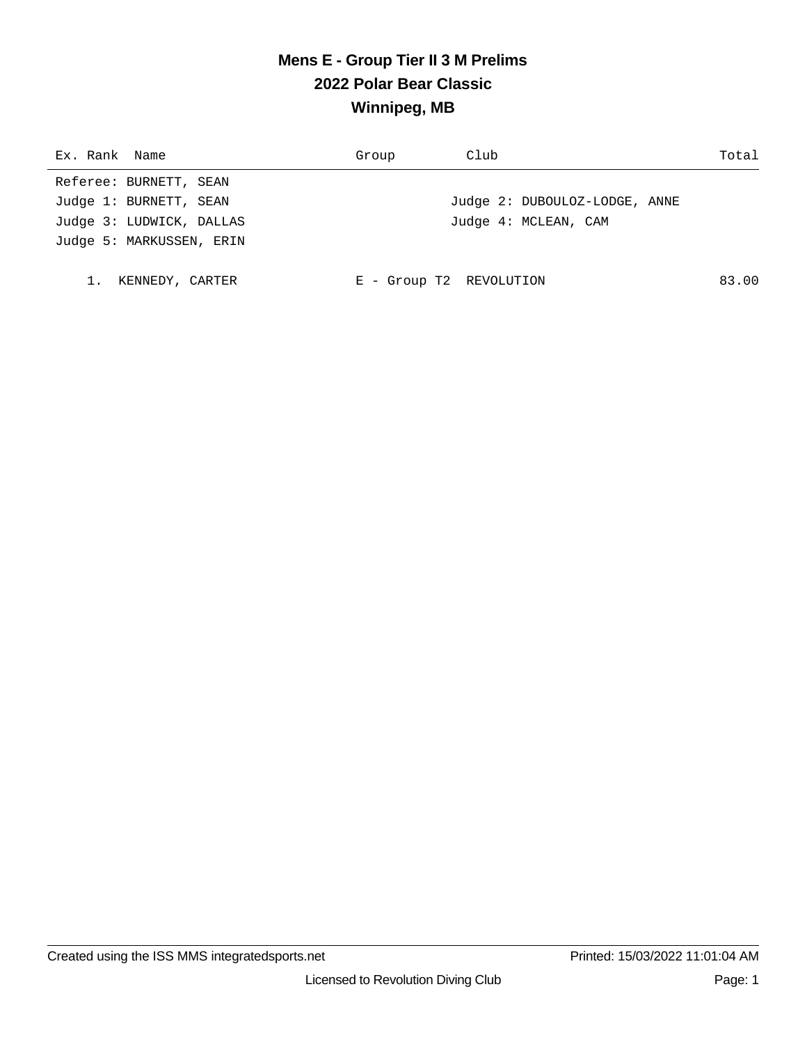# Mens E - Group Tier II 3 M Prelims
## 2022 Polar Bear Classic
## Winnipeg, MB

| Ex. | Rank | Name | Group | Club | Total |
|---|---|---|---|---|---|

Referee: BURNETT, SEAN

Judge 1: BURNETT, SEAN — Judge 2: DUBOULOZ-LODGE, ANNE

Judge 3: LUDWICK, DALLAS — Judge 4: MCLEAN, CAM

Judge 5: MARKUSSEN, ERIN

| Ex. | Rank | Name | Group | Club | Total |
|---|---|---|---|---|---|
| | 1. | KENNEDY, CARTER | E - Group T2 | REVOLUTION | 83.00 |

Created using the ISS MMS integratedsports.net — Printed: 15/03/2022 11:01:04 AM

Licensed to Revolution Diving Club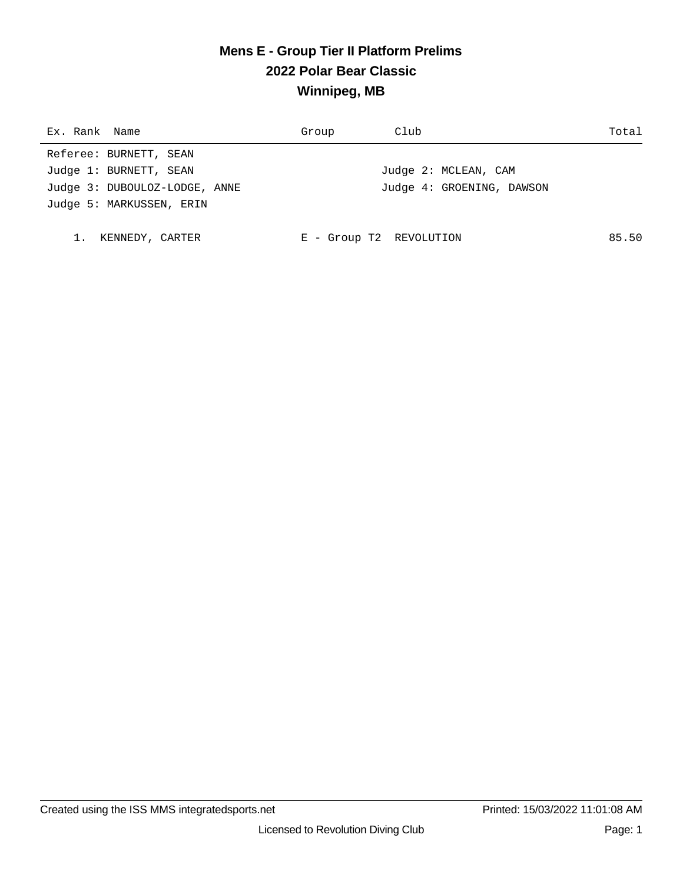# Mens E - Group Tier II Platform Prelims
## 2022 Polar Bear Classic
## Winnipeg, MB

| Ex. | Rank | Name | Group | Club | Total |
|---|---|---|---|---|---|

Referee: BURNETT, SEAN
Judge 1: BURNETT, SEAN
Judge 2: MCLEAN, CAM
Judge 3: DUBOULOZ-LODGE, ANNE
Judge 4: GROENING, DAWSON
Judge 5: MARKUSSEN, ERIN

| Ex. | Rank | Name | Group | Club | Total |
|---|---|---|---|---|---|
| | 1. | KENNEDY, CARTER | E - Group T2 | REVOLUTION | 85.50 |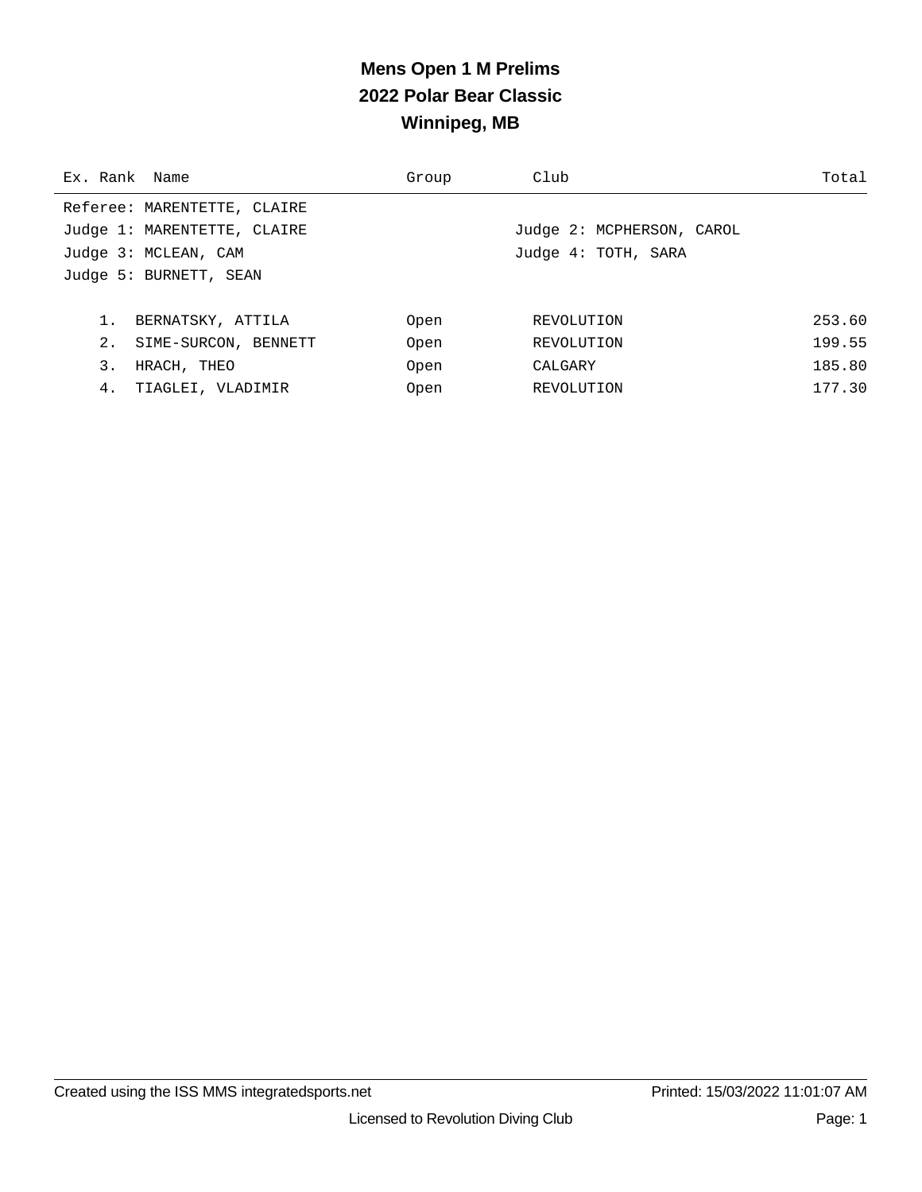# Mens Open 1 M Prelims
## 2022 Polar Bear Classic
## Winnipeg, MB

Referee: MARENTETTE, CLAIRE
Judge 1: MARENTETTE, CLAIRE
Judge 2: MCPHERSON, CAROL
Judge 3: MCLEAN, CAM
Judge 4: TOTH, SARA
Judge 5: BURNETT, SEAN

| Ex. | Rank | Name | Group | Club | Total |
|---|---|---|---|---|---|
| | 1. | BERNATSKY, ATTILA | Open | REVOLUTION | 253.60 |
| | 2. | SIME-SURCON, BENNETT | Open | REVOLUTION | 199.55 |
| | 3. | HRACH, THEO | Open | CALGARY | 185.80 |
| | 4. | TIAGLEI, VLADIMIR | Open | REVOLUTION | 177.30 |

Created using the ISS MMS integratedsports.net  Printed: 15/03/2022 11:01:07 AM

Licensed to Revolution Diving Club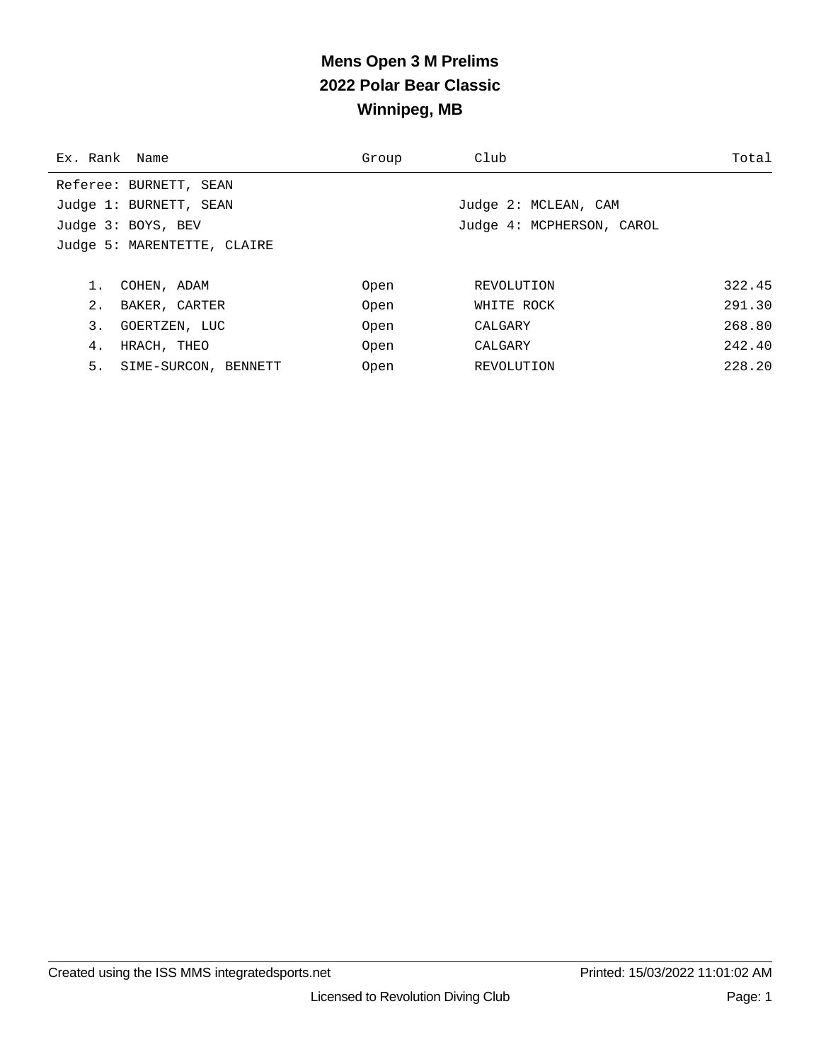# Mens Open 3 M Prelims
## 2022 Polar Bear Classic
## Winnipeg, MB

Referee: BURNETT, SEAN

Judge 1: BURNETT, SEAN
Judge 2: MCLEAN, CAM
Judge 3: BOYS, BEV
Judge 4: MCPHERSON, CAROL
Judge 5: MARENTETTE, CLAIRE

| Ex. | Rank | Name | Group | Club | Total |
|---|---|---|---|---|---|
| | 1. | COHEN, ADAM | Open | REVOLUTION | 322.45 |
| | 2. | BAKER, CARTER | Open | WHITE ROCK | 291.30 |
| | 3. | GOERTZEN, LUC | Open | CALGARY | 268.80 |
| | 4. | HRACH, THEO | Open | CALGARY | 242.40 |
| | 5. | SIME-SURCON, BENNETT | Open | REVOLUTION | 228.20 |

Created using the ISS MMS integratedsports.net — Printed: 15/03/2022 11:01:02 AM

Licensed to Revolution Diving Club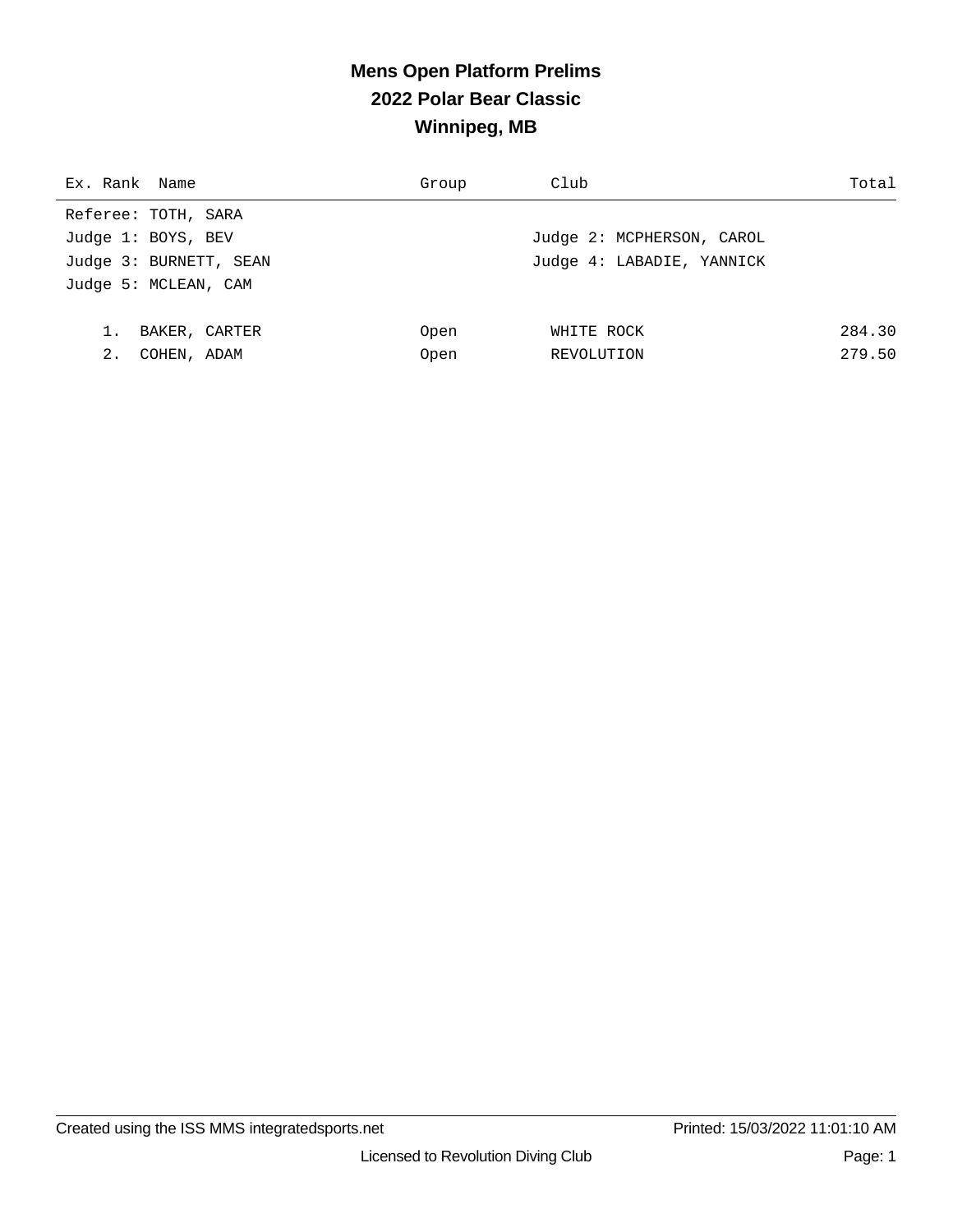# Mens Open Platform Prelims

## 2022 Polar Bear Classic

## Winnipeg, MB

| Ex. | Rank | Name | Group | Club | Total |
|---|---|---|---|---|---|
| | | **Referee:** TOTH, SARA | | | |
| | | **Judge 1:** BOYS, BEV | | **Judge 2:** MCPHERSON, CAROL | |
| | | **Judge 3:** BURNETT, SEAN | | **Judge 4:** LABADIE, YANNICK | |
| | | **Judge 5:** MCLEAN, CAM | | | |
| | 1. | BAKER, CARTER | Open | WHITE ROCK | 284.30 |
| | 2. | COHEN, ADAM | Open | REVOLUTION | 279.50 |

Created using the ISS MMS integratedsports.net

Printed: 15/03/2022 11:01:10 AM

Licensed to Revolution Diving Club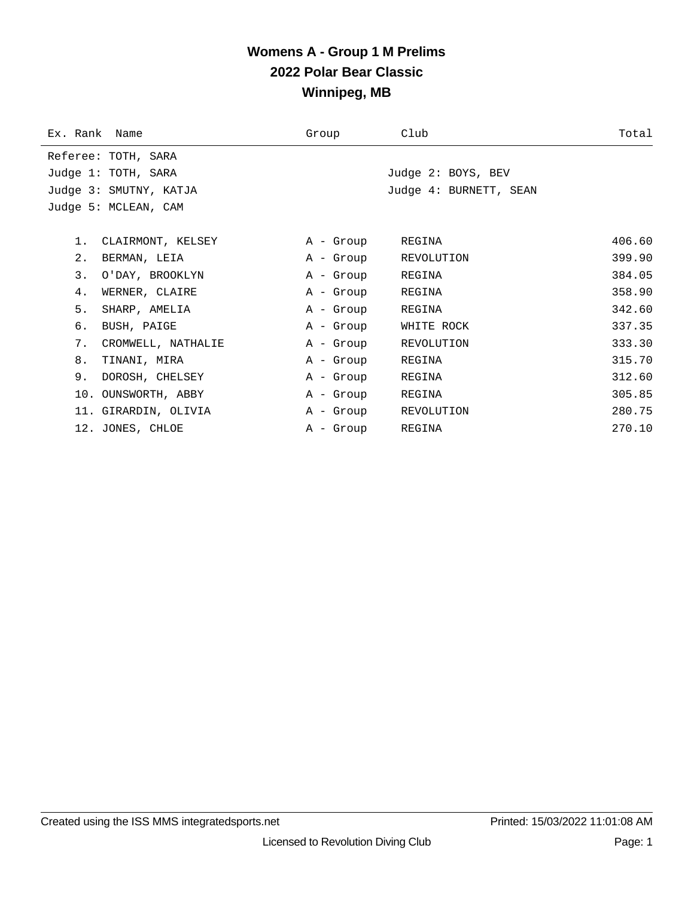# Womens A - Group 1 M Prelims
## 2022 Polar Bear Classic
## Winnipeg, MB

Referee: TOTH, SARA

Judge 1: TOTH, SARA

Judge 2: BOYS, BEV

Judge 3: SMUTNY, KATJA

Judge 4: BURNETT, SEAN

Judge 5: MCLEAN, CAM

| Ex. | Rank | Name | Group | Club | Total |
|---|---|---|---|---|---|
| | 1. | CLAIRMONT, KELSEY | A - Group | REGINA | 406.60 |
| | 2. | BERMAN, LEIA | A - Group | REVOLUTION | 399.90 |
| | 3. | O'DAY, BROOKLYN | A - Group | REGINA | 384.05 |
| | 4. | WERNER, CLAIRE | A - Group | REGINA | 358.90 |
| | 5. | SHARP, AMELIA | A - Group | REGINA | 342.60 |
| | 6. | BUSH, PAIGE | A - Group | WHITE ROCK | 337.35 |
| | 7. | CROMWELL, NATHALIE | A - Group | REVOLUTION | 333.30 |
| | 8. | TINANI, MIRA | A - Group | REGINA | 315.70 |
| | 9. | DOROSH, CHELSEY | A - Group | REGINA | 312.60 |
| | 10. | OUNSWORTH, ABBY | A - Group | REGINA | 305.85 |
| | 11. | GIRARDIN, OLIVIA | A - Group | REVOLUTION | 280.75 |
| | 12. | JONES, CHLOE | A - Group | REGINA | 270.10 |

Created using the ISS MMS integratedsports.net

Printed: 15/03/2022 11:01:08 AM

Licensed to Revolution Diving Club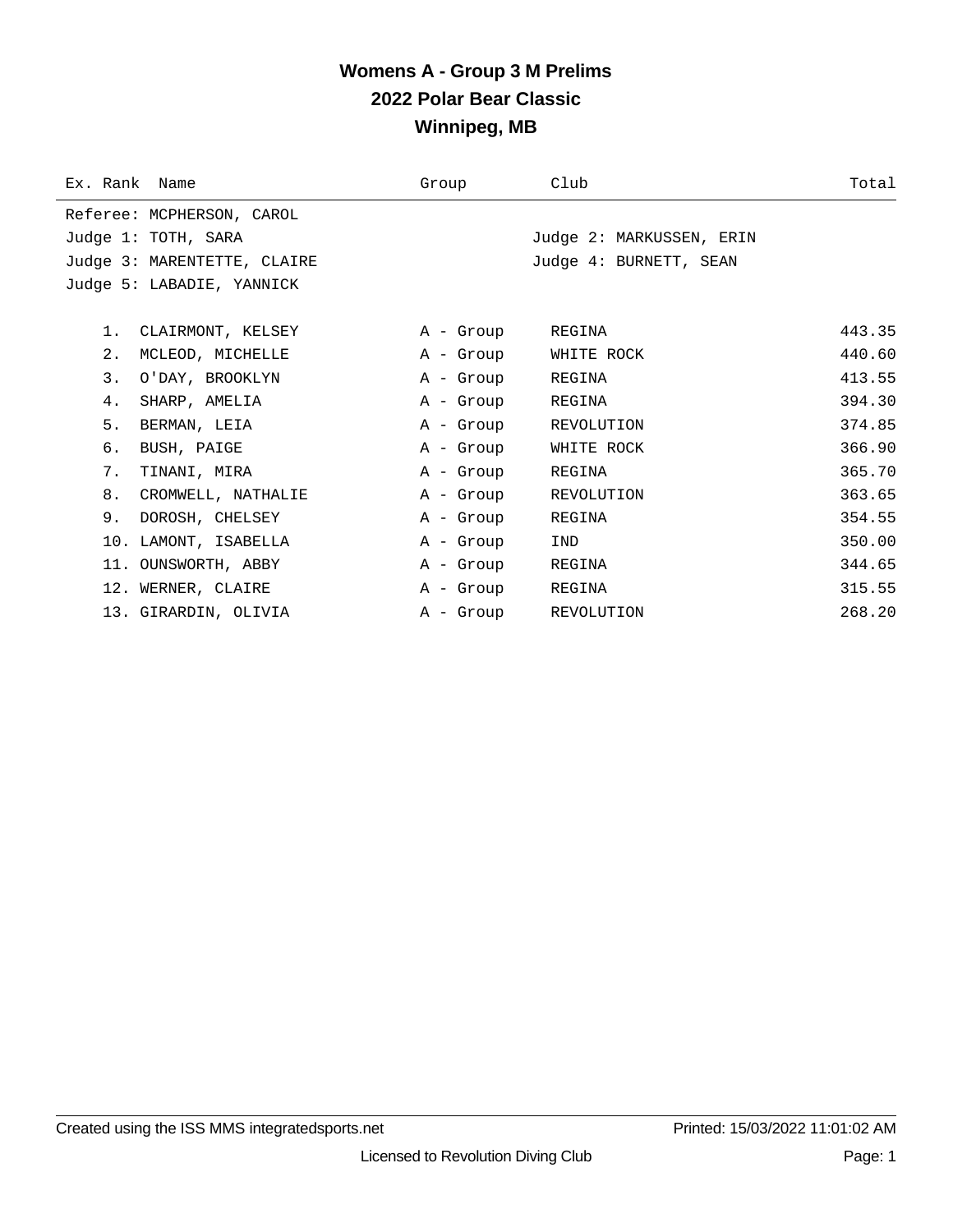# Womens A - Group 3 M Prelims
## 2022 Polar Bear Classic
## Winnipeg, MB

Referee: MCPHERSON, CAROL
Judge 1: TOTH, SARA
Judge 2: MARKUSSEN, ERIN
Judge 3: MARENTETTE, CLAIRE
Judge 4: BURNETT, SEAN
Judge 5: LABADIE, YANNICK

| Ex. Rank | Name | Group | Club | Total |
|---|---|---|---|---|
| 1. | CLAIRMONT, KELSEY | A - Group | REGINA | 443.35 |
| 2. | MCLEOD, MICHELLE | A - Group | WHITE ROCK | 440.60 |
| 3. | O'DAY, BROOKLYN | A - Group | REGINA | 413.55 |
| 4. | SHARP, AMELIA | A - Group | REGINA | 394.30 |
| 5. | BERMAN, LEIA | A - Group | REVOLUTION | 374.85 |
| 6. | BUSH, PAIGE | A - Group | WHITE ROCK | 366.90 |
| 7. | TINANI, MIRA | A - Group | REGINA | 365.70 |
| 8. | CROMWELL, NATHALIE | A - Group | REVOLUTION | 363.65 |
| 9. | DOROSH, CHELSEY | A - Group | REGINA | 354.55 |
| 10. | LAMONT, ISABELLA | A - Group | IND | 350.00 |
| 11. | OUNSWORTH, ABBY | A - Group | REGINA | 344.65 |
| 12. | WERNER, CLAIRE | A - Group | REGINA | 315.55 |
| 13. | GIRARDIN, OLIVIA | A - Group | REVOLUTION | 268.20 |

Created using the ISS MMS integratedsports.net — Printed: 15/03/2022 11:01:02 AM

Licensed to Revolution Diving Club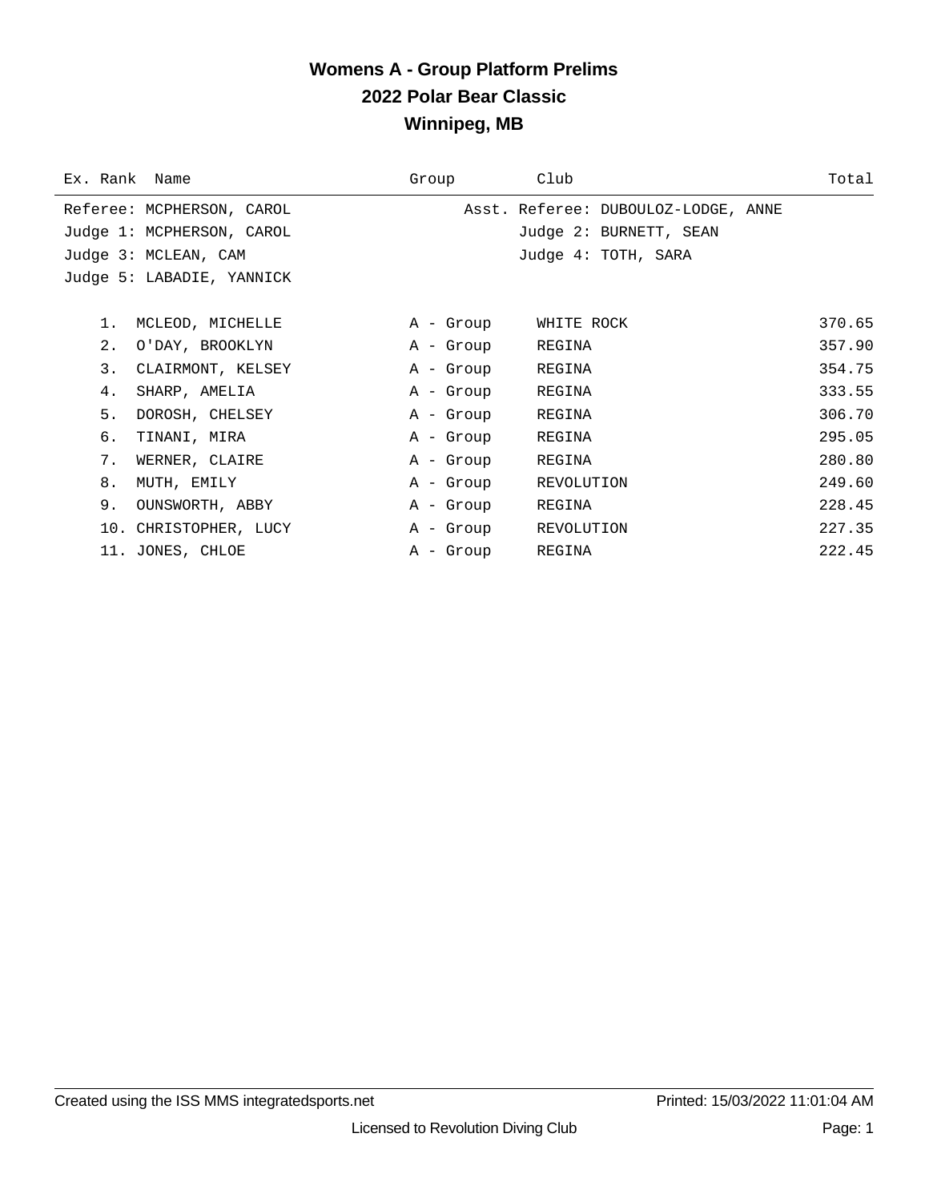# Womens A - Group Platform Prelims
## 2022 Polar Bear Classic
## Winnipeg, MB

Referee: MCPHERSON, CAROL — Asst. Referee: DUBOULOZ-LODGE, ANNE

Judge 1: MCPHERSON, CAROL — Judge 2: BURNETT, SEAN

Judge 3: MCLEAN, CAM — Judge 4: TOTH, SARA

Judge 5: LABADIE, YANNICK

| Ex. | Rank | Name | Group | Club | Total |
|---|---|---|---|---|---|
| | 1. | MCLEOD, MICHELLE | A - Group | WHITE ROCK | 370.65 |
| | 2. | O'DAY, BROOKLYN | A - Group | REGINA | 357.90 |
| | 3. | CLAIRMONT, KELSEY | A - Group | REGINA | 354.75 |
| | 4. | SHARP, AMELIA | A - Group | REGINA | 333.55 |
| | 5. | DOROSH, CHELSEY | A - Group | REGINA | 306.70 |
| | 6. | TINANI, MIRA | A - Group | REGINA | 295.05 |
| | 7. | WERNER, CLAIRE | A - Group | REGINA | 280.80 |
| | 8. | MUTH, EMILY | A - Group | REVOLUTION | 249.60 |
| | 9. | OUNSWORTH, ABBY | A - Group | REGINA | 228.45 |
| | 10. | CHRISTOPHER, LUCY | A - Group | REVOLUTION | 227.35 |
| | 11. | JONES, CHLOE | A - Group | REGINA | 222.45 |

Created using the ISS MMS integratedsports.net — Printed: 15/03/2022 11:01:04 AM

Licensed to Revolution Diving Club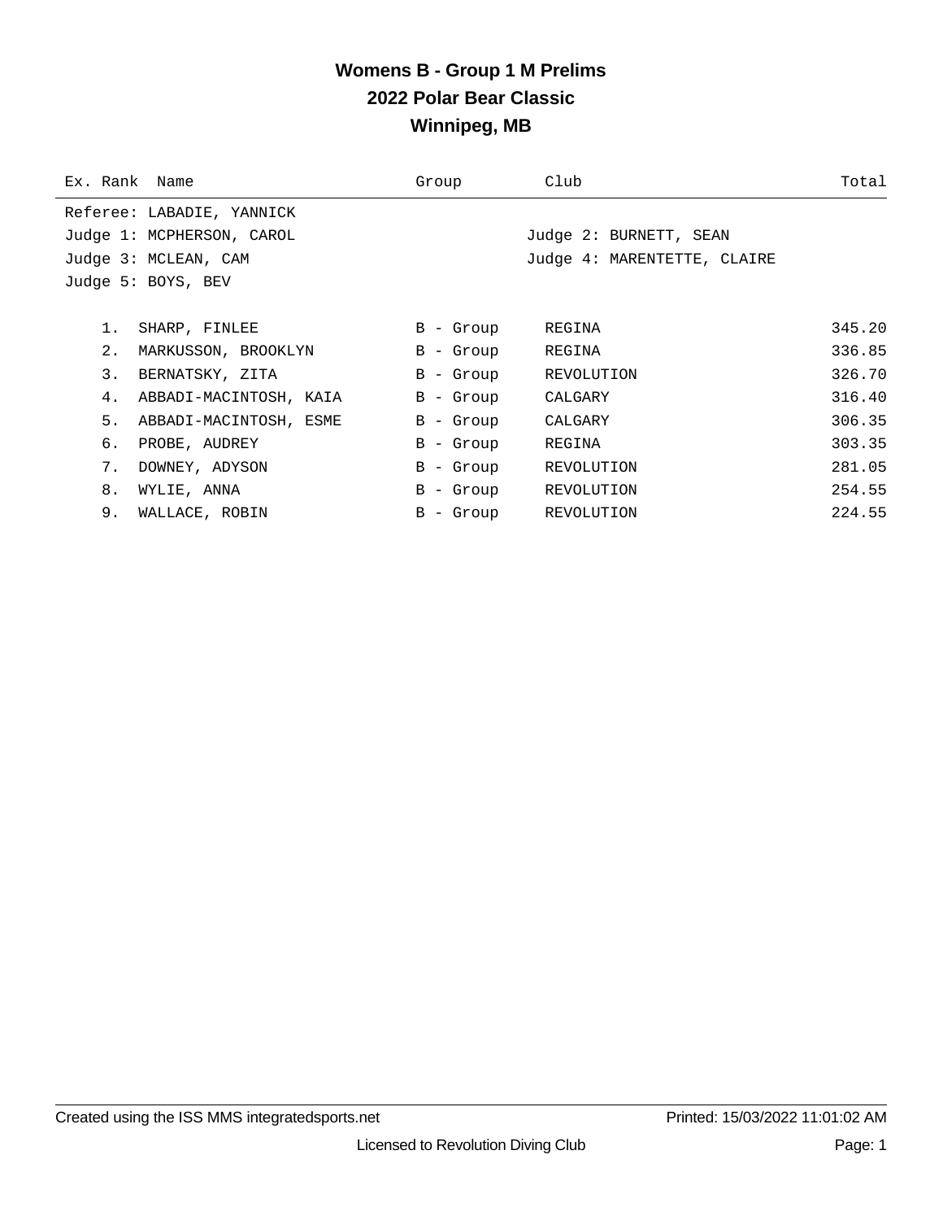# Womens B - Group 1 M Prelims
## 2022 Polar Bear Classic
## Winnipeg, MB

| Ex. | Rank | Name | Group | Club | Total |
|---|---|---|---|---|---|

Referee: LABADIE, YANNICK
Judge 1: MCPHERSON, CAROL
Judge 2: BURNETT, SEAN
Judge 3: MCLEAN, CAM
Judge 4: MARENTETTE, CLAIRE
Judge 5: BOYS, BEV

| Ex. | Rank | Name | Group | Club | Total |
|---|---|---|---|---|---|
| | 1. | SHARP, FINLEE | B - Group | REGINA | 345.20 |
| | 2. | MARKUSSON, BROOKLYN | B - Group | REGINA | 336.85 |
| | 3. | BERNATSKY, ZITA | B - Group | REVOLUTION | 326.70 |
| | 4. | ABBADI-MACINTOSH, KAIA | B - Group | CALGARY | 316.40 |
| | 5. | ABBADI-MACINTOSH, ESME | B - Group | CALGARY | 306.35 |
| | 6. | PROBE, AUDREY | B - Group | REGINA | 303.35 |
| | 7. | DOWNEY, ADYSON | B - Group | REVOLUTION | 281.05 |
| | 8. | WYLIE, ANNA | B - Group | REVOLUTION | 254.55 |
| | 9. | WALLACE, ROBIN | B - Group | REVOLUTION | 224.55 |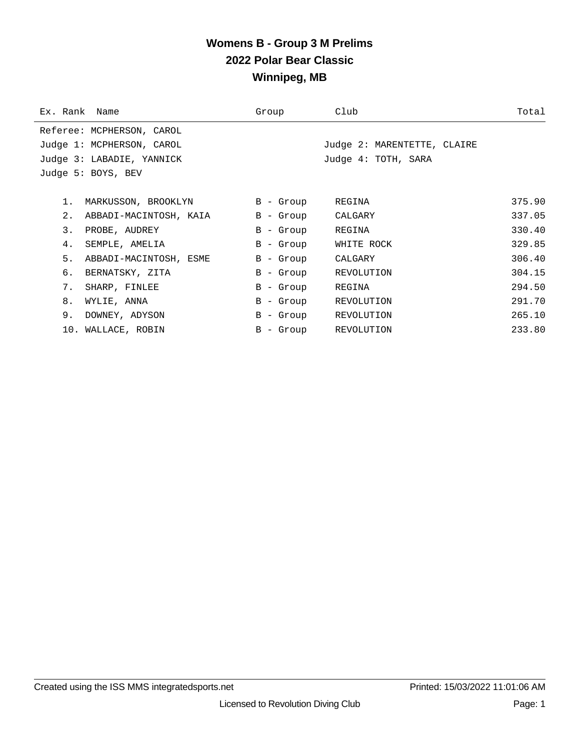# Womens B - Group 3 M Prelims
## 2022 Polar Bear Classic
## Winnipeg, MB

| Ex. Rank | Name | Group | Club | Total |
|---|---|---|---|---|

Referee: MCPHERSON, CAROL
Judge 1: MCPHERSON, CAROL — Judge 2: MARENTETTE, CLAIRE
Judge 3: LABADIE, YANNICK — Judge 4: TOTH, SARA
Judge 5: BOYS, BEV

| Ex. Rank | Name | Group | Club | Total |
|---|---|---|---|---|
| 1. | MARKUSSON, BROOKLYN | B - Group | REGINA | 375.90 |
| 2. | ABBADI-MACINTOSH, KAIA | B - Group | CALGARY | 337.05 |
| 3. | PROBE, AUDREY | B - Group | REGINA | 330.40 |
| 4. | SEMPLE, AMELIA | B - Group | WHITE ROCK | 329.85 |
| 5. | ABBADI-MACINTOSH, ESME | B - Group | CALGARY | 306.40 |
| 6. | BERNATSKY, ZITA | B - Group | REVOLUTION | 304.15 |
| 7. | SHARP, FINLEE | B - Group | REGINA | 294.50 |
| 8. | WYLIE, ANNA | B - Group | REVOLUTION | 291.70 |
| 9. | DOWNEY, ADYSON | B - Group | REVOLUTION | 265.10 |
| 10. | WALLACE, ROBIN | B - Group | REVOLUTION | 233.80 |

Created using the ISS MMS integratedsports.net — Printed: 15/03/2022 11:01:06 AM

Licensed to Revolution Diving Club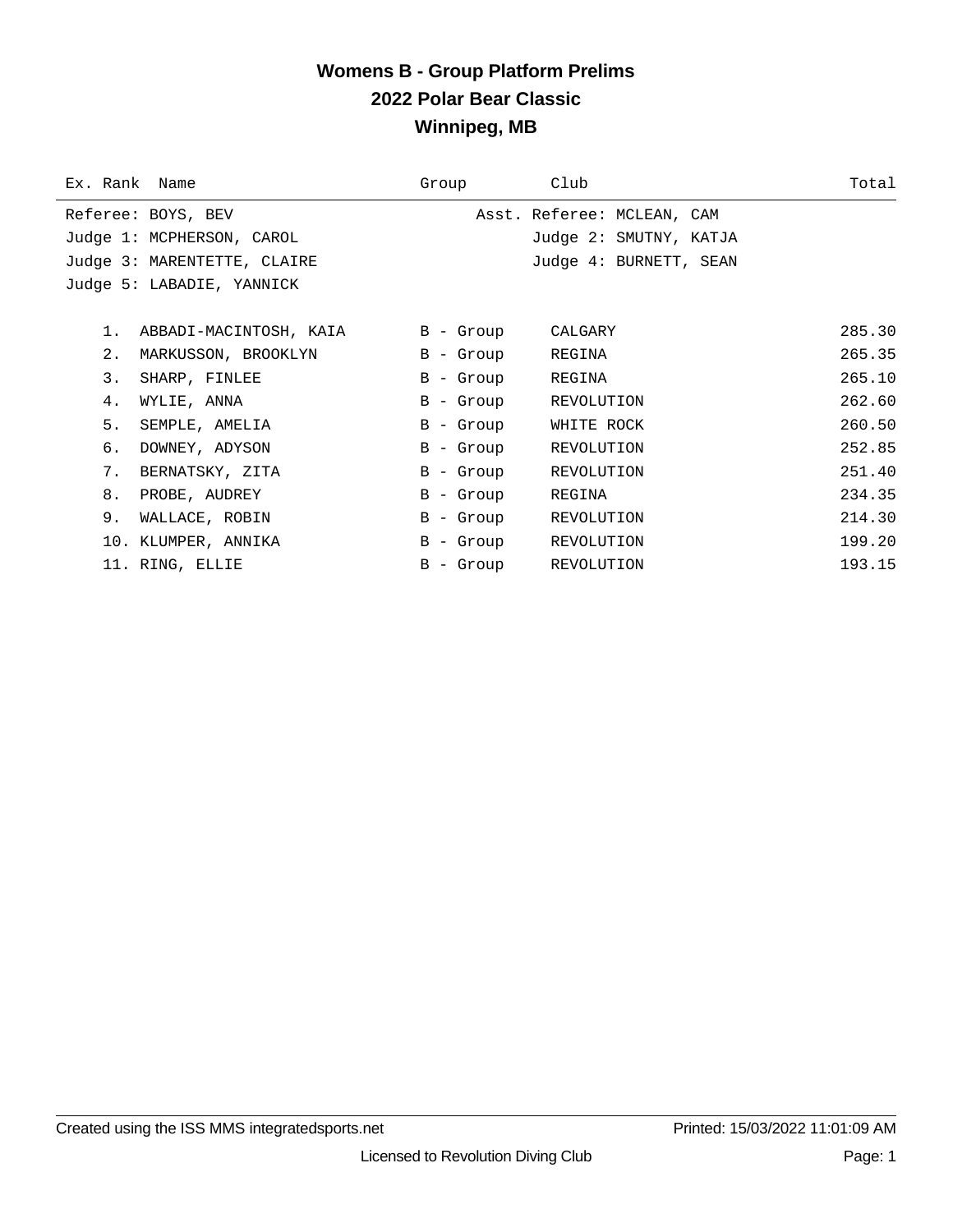# Womens B - Group Platform Prelims

## 2022 Polar Bear Classic

## Winnipeg, MB

| Ex. Rank | Name | Group | Club | Total |
|---|---|---|---|---|

Referee: BOYS, BEV
Asst. Referee: MCLEAN, CAM
Judge 1: MCPHERSON, CAROL
Judge 2: SMUTNY, KATJA
Judge 3: MARENTETTE, CLAIRE
Judge 4: BURNETT, SEAN
Judge 5: LABADIE, YANNICK

| Ex. Rank | Name | Group | Club | Total |
|---|---|---|---|---|
| 1. | ABBADI-MACINTOSH, KAIA | B - Group | CALGARY | 285.30 |
| 2. | MARKUSSON, BROOKLYN | B - Group | REGINA | 265.35 |
| 3. | SHARP, FINLEE | B - Group | REGINA | 265.10 |
| 4. | WYLIE, ANNA | B - Group | REVOLUTION | 262.60 |
| 5. | SEMPLE, AMELIA | B - Group | WHITE ROCK | 260.50 |
| 6. | DOWNEY, ADYSON | B - Group | REVOLUTION | 252.85 |
| 7. | BERNATSKY, ZITA | B - Group | REVOLUTION | 251.40 |
| 8. | PROBE, AUDREY | B - Group | REGINA | 234.35 |
| 9. | WALLACE, ROBIN | B - Group | REVOLUTION | 214.30 |
| 10. | KLUMPER, ANNIKA | B - Group | REVOLUTION | 199.20 |
| 11. | RING, ELLIE | B - Group | REVOLUTION | 193.15 |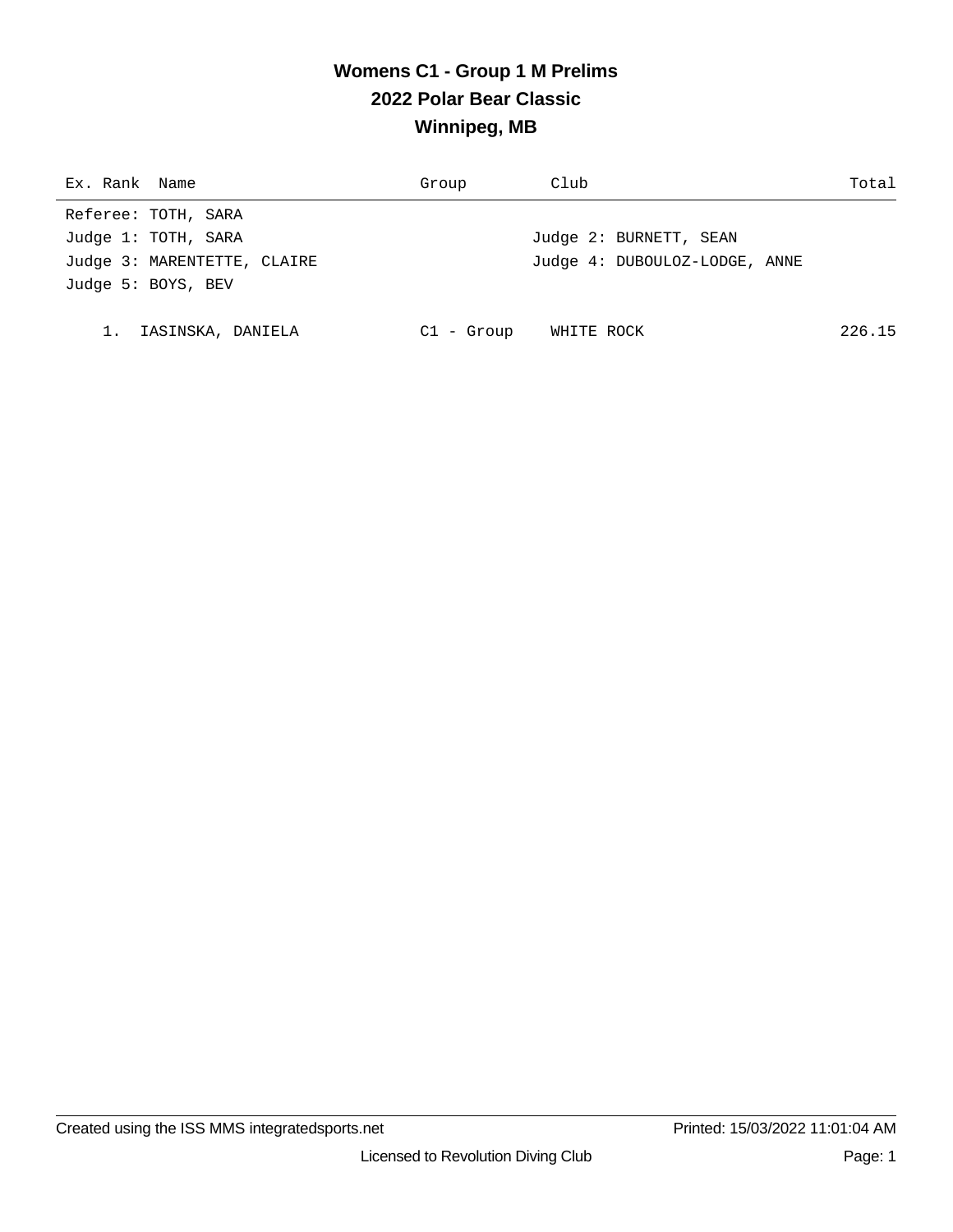# Womens C1 - Group 1 M Prelims
## 2022 Polar Bear Classic
## Winnipeg, MB

| Ex. | Rank | Name | Group | Club | Total |
|---|---|---|---|---|---|

Referee: TOTH, SARA
Judge 1: TOTH, SARA
Judge 2: BURNETT, SEAN
Judge 3: MARENTETTE, CLAIRE
Judge 4: DUBOULOZ-LODGE, ANNE
Judge 5: BOYS, BEV

| Ex. | Rank | Name | Group | Club | Total |
|---|---|---|---|---|---|
| | 1. | IASINSKA, DANIELA | C1 - Group | WHITE ROCK | 226.15 |

Created using the ISS MMS integratedsports.net
Printed: 15/03/2022 11:01:04 AM
Licensed to Revolution Diving Club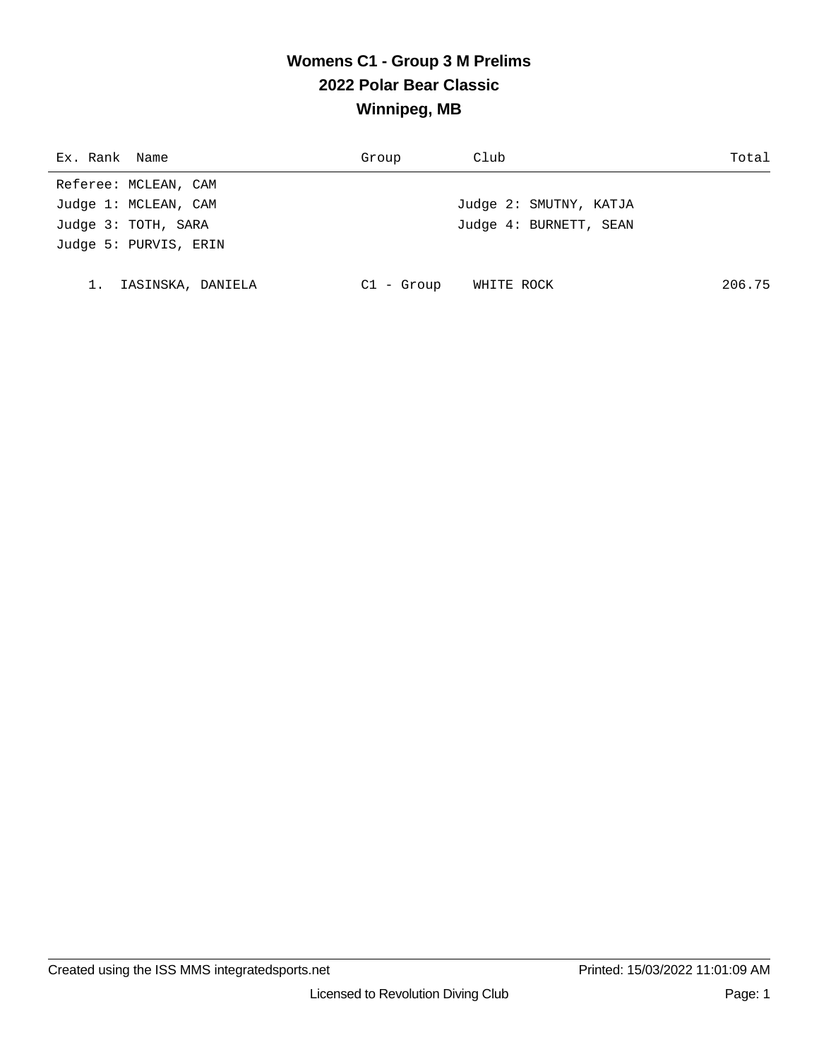# Womens C1 - Group 3 M Prelims
## 2022 Polar Bear Classic
## Winnipeg, MB

| Ex. | Rank | Name | Group | Club | Total |
|---|---|---|---|---|---|

Referee: MCLEAN, CAM
Judge 1: MCLEAN, CAM
Judge 2: SMUTNY, KATJA
Judge 3: TOTH, SARA
Judge 4: BURNETT, SEAN
Judge 5: PURVIS, ERIN

| Ex. | Rank | Name | Group | Club | Total |
|---|---|---|---|---|---|
| | 1. | IASINSKA, DANIELA | C1 - Group | WHITE ROCK | 206.75 |

Created using the ISS MMS integratedsports.net

Printed: 15/03/2022 11:01:09 AM

Licensed to Revolution Diving Club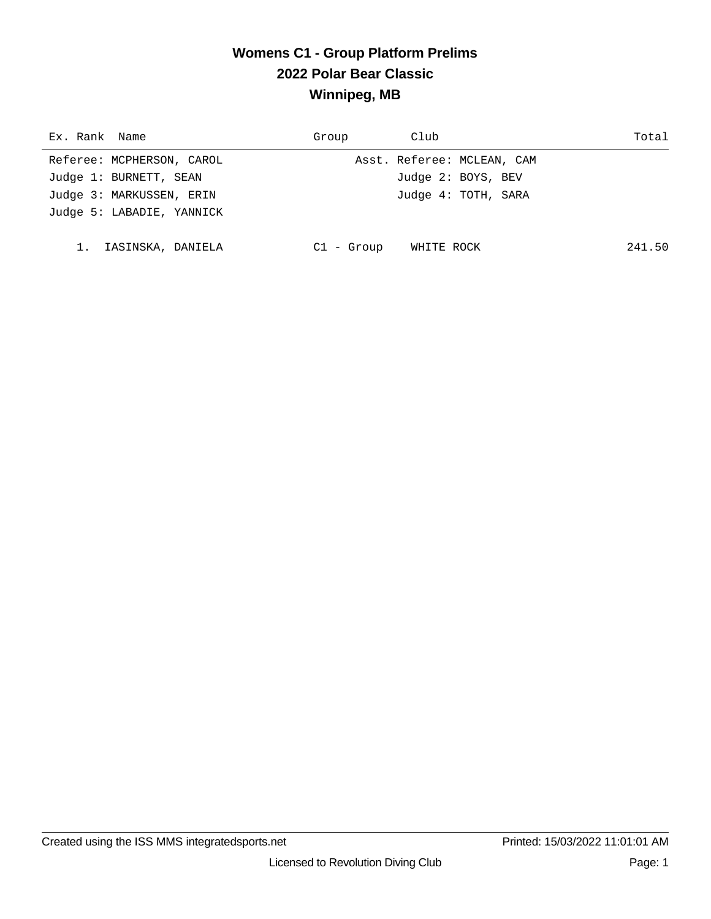# Womens C1 - Group Platform Prelims

## 2022 Polar Bear Classic

## Winnipeg, MB

| Ex. Rank | Name | Group | Club | Total |
|---|---|---|---|---|
| 1. | IASINSKA, DANIELA | C1 - Group | WHITE ROCK | 241.50 |

Referee: MCPHERSON, CAROL  
Asst. Referee: MCLEAN, CAM  
Judge 1: BURNETT, SEAN  
Judge 2: BOYS, BEV  
Judge 3: MARKUSSEN, ERIN  
Judge 4: TOTH, SARA  
Judge 5: LABADIE, YANNICK

Created using the ISS MMS integratedsports.net  
Printed: 15/03/2022 11:01:01 AM  
Licensed to Revolution Diving Club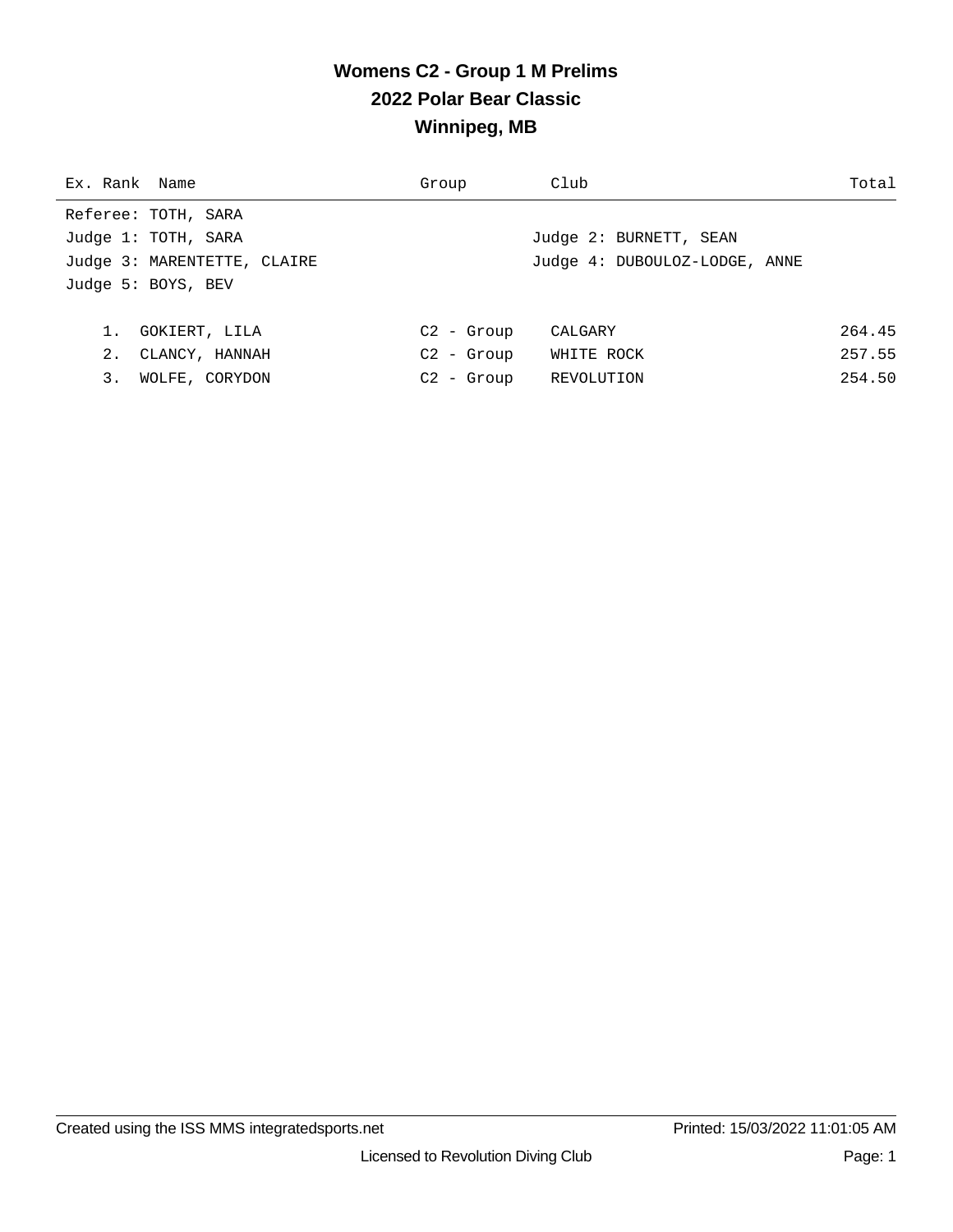# Womens C2 - Group 1 M Prelims

## 2022 Polar Bear Classic

## Winnipeg, MB

| Ex. | Rank | Name | Group | Club | Total |
|---|---|---|---|---|---|

Referee: TOTH, SARA
Judge 1: TOTH, SARA
Judge 2: BURNETT, SEAN
Judge 3: MARENTETTE, CLAIRE
Judge 4: DUBOULOZ-LODGE, ANNE
Judge 5: BOYS, BEV

| Ex. | Rank | Name | Group | Club | Total |
|---|---|---|---|---|---|
| | 1. | GOKIERT, LILA | C2 - Group | CALGARY | 264.45 |
| | 2. | CLANCY, HANNAH | C2 - Group | WHITE ROCK | 257.55 |
| | 3. | WOLFE, CORYDON | C2 - Group | REVOLUTION | 254.50 |

Created using the ISS MMS integratedsports.net
Printed: 15/03/2022 11:01:05 AM
Licensed to Revolution Diving Club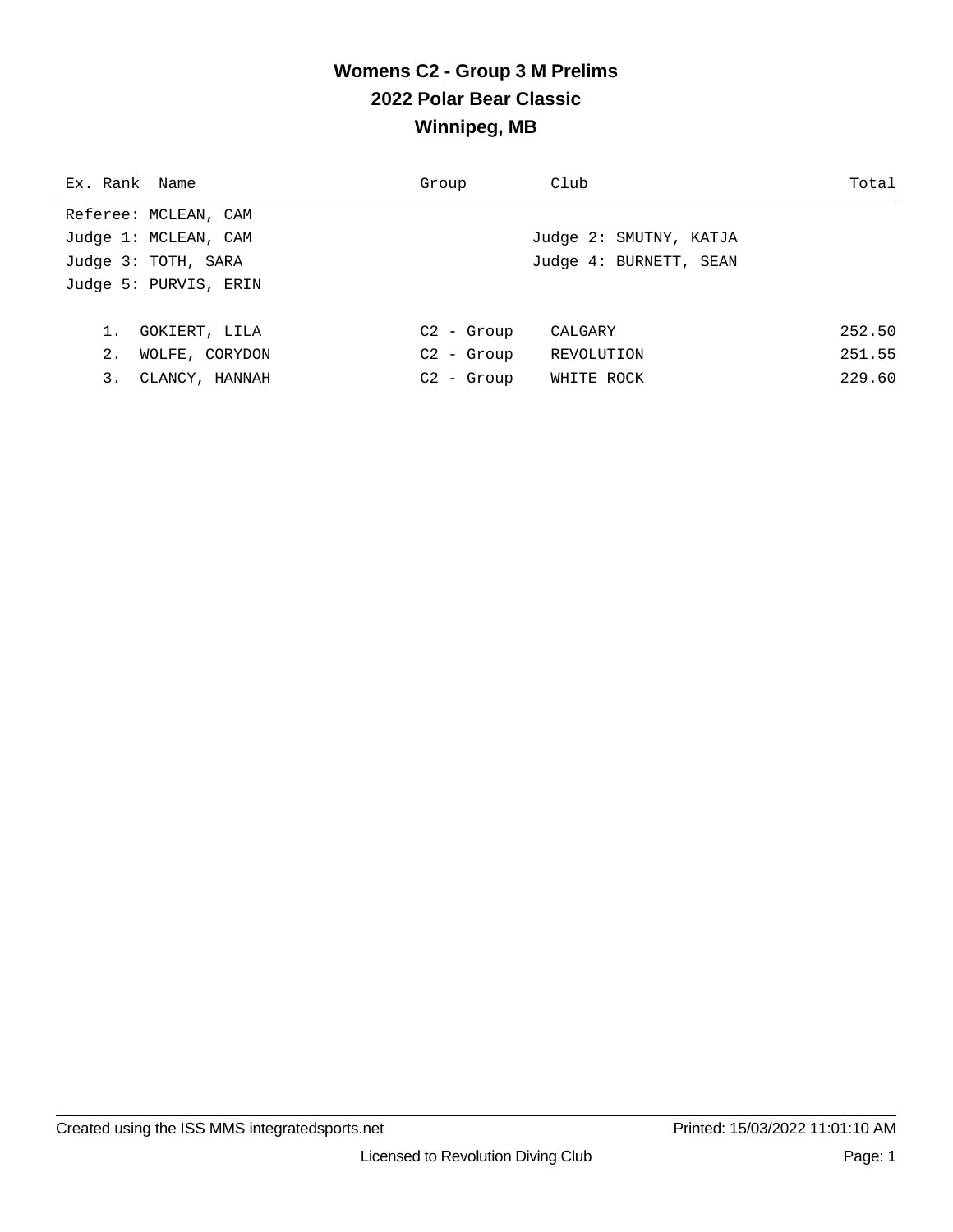# Womens C2 - Group 3 M Prelims
## 2022 Polar Bear Classic
## Winnipeg, MB

Referee: MCLEAN, CAM

Judge 1: MCLEAN, CAM

Judge 2: SMUTNY, KATJA

Judge 3: TOTH, SARA

Judge 4: BURNETT, SEAN

Judge 5: PURVIS, ERIN

| Ex. Rank | Name | Group | Club | Total |
|---|---|---|---|---|
| 1. | GOKIERT, LILA | C2 - Group | CALGARY | 252.50 |
| 2. | WOLFE, CORYDON | C2 - Group | REVOLUTION | 251.55 |
| 3. | CLANCY, HANNAH | C2 - Group | WHITE ROCK | 229.60 |

Created using the ISS MMS integratedsports.net

Printed: 15/03/2022 11:01:10 AM

Licensed to Revolution Diving Club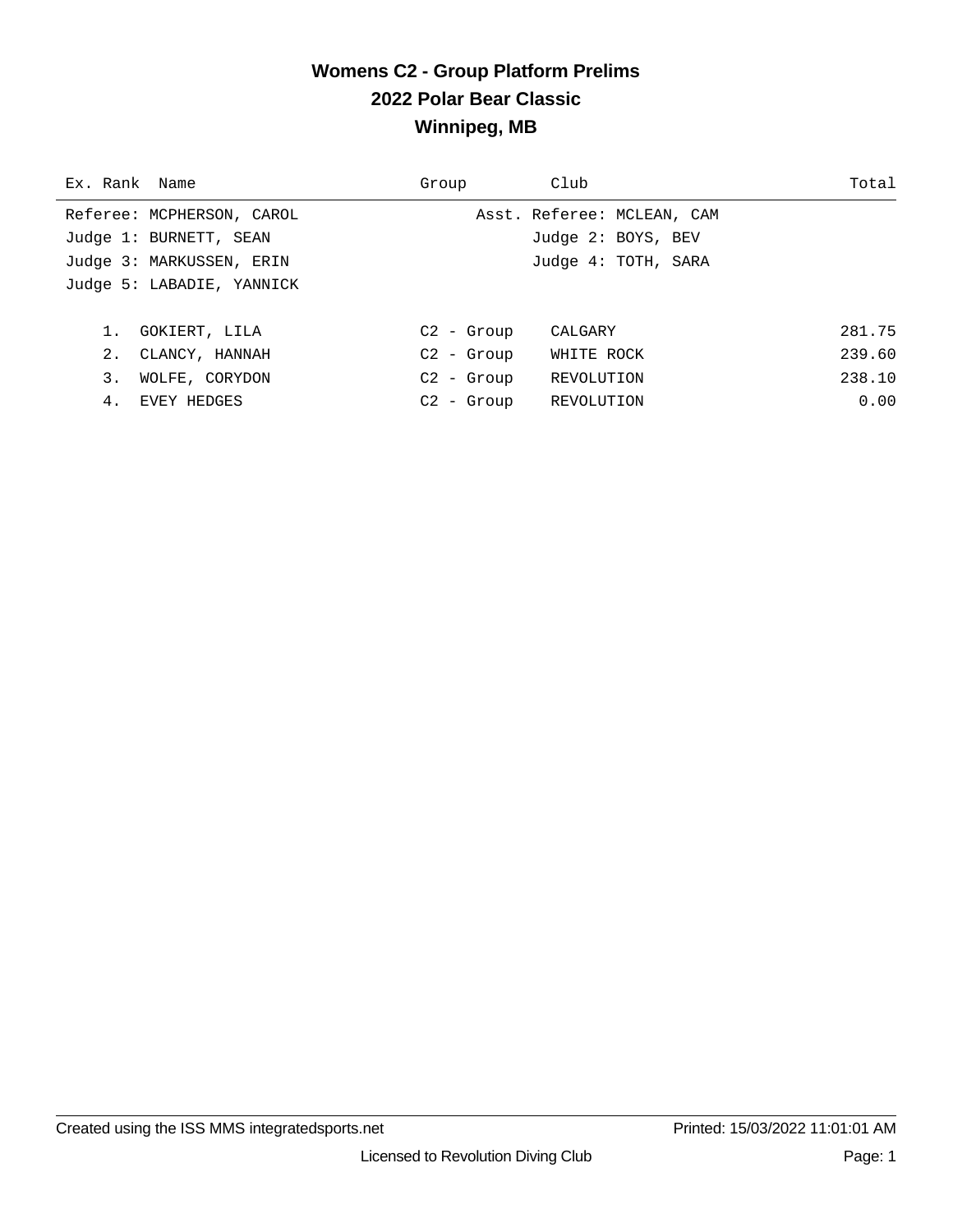# Womens C2 - Group Platform Prelims
## 2022 Polar Bear Classic
## Winnipeg, MB

| Ex. Rank | Name | Group | Club | Total |
|---|---|---|---|---|

Referee: MCPHERSON, CAROL — Asst. Referee: MCLEAN, CAM
Judge 1: BURNETT, SEAN — Judge 2: BOYS, BEV
Judge 3: MARKUSSEN, ERIN — Judge 4: TOTH, SARA
Judge 5: LABADIE, YANNICK

| Ex. Rank | Name | Group | Club | Total |
|---|---|---|---|---|
| 1. | GOKIERT, LILA | C2 - Group | CALGARY | 281.75 |
| 2. | CLANCY, HANNAH | C2 - Group | WHITE ROCK | 239.60 |
| 3. | WOLFE, CORYDON | C2 - Group | REVOLUTION | 238.10 |
| 4. | EVEY HEDGES | C2 - Group | REVOLUTION | 0.00 |

Created using the ISS MMS integratedsports.net — Printed: 15/03/2022 11:01:01 AM

Licensed to Revolution Diving Club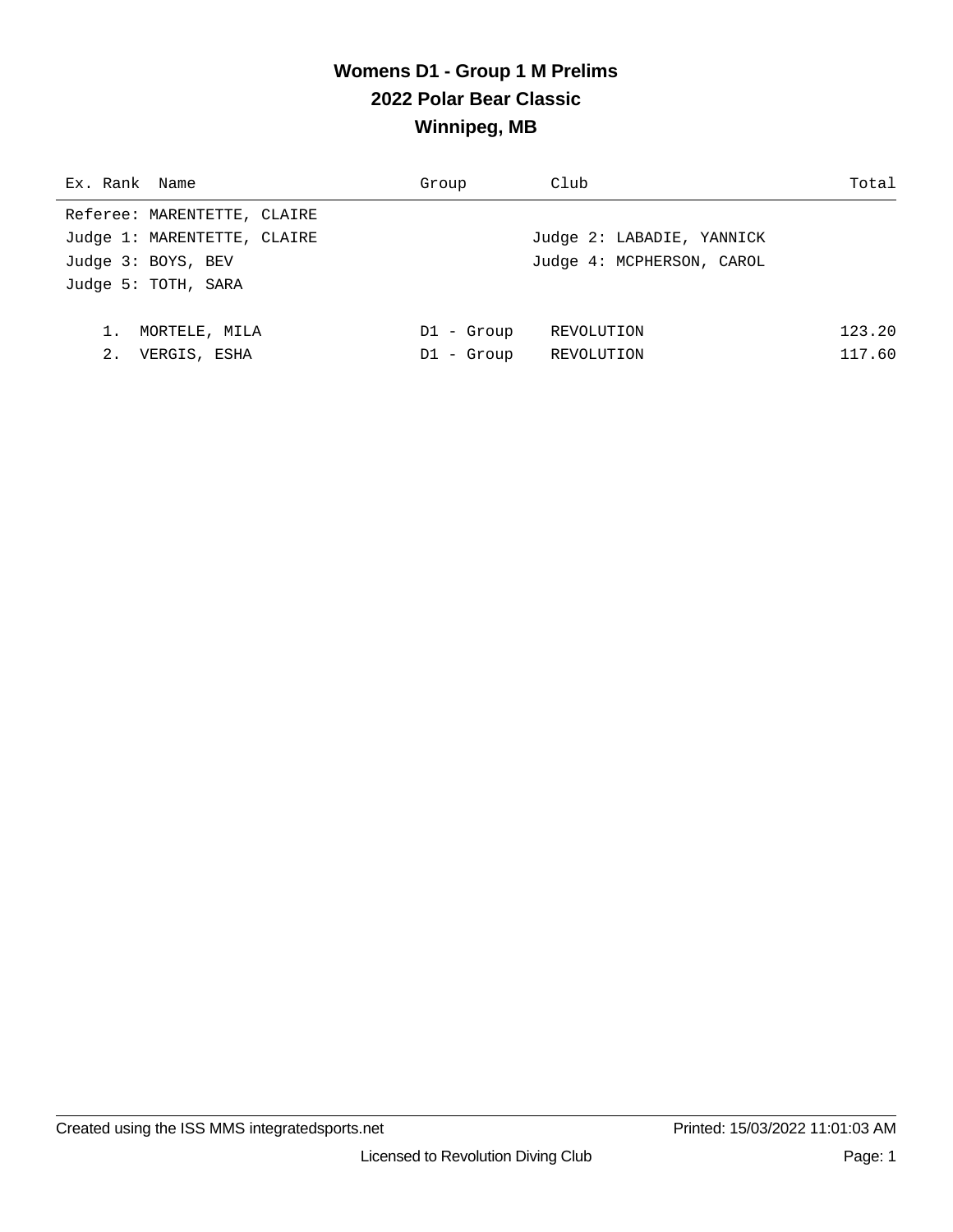# Womens D1 - Group 1 M Prelims

## 2022 Polar Bear Classic

## Winnipeg, MB

Referee: MARENTETTE, CLAIRE

Judge 1: MARENTETTE, CLAIRE

Judge 2: LABADIE, YANNICK

Judge 3: BOYS, BEV

Judge 4: MCPHERSON, CAROL

Judge 5: TOTH, SARA

| Ex. | Rank | Name | Group | Club | Total |
|---|---|---|---|---|---|
| | 1. | MORTELE, MILA | D1 - Group | REVOLUTION | 123.20 |
| | 2. | VERGIS, ESHA | D1 - Group | REVOLUTION | 117.60 |

Created using the ISS MMS integratedsports.net

Printed: 15/03/2022 11:01:03 AM

Licensed to Revolution Diving Club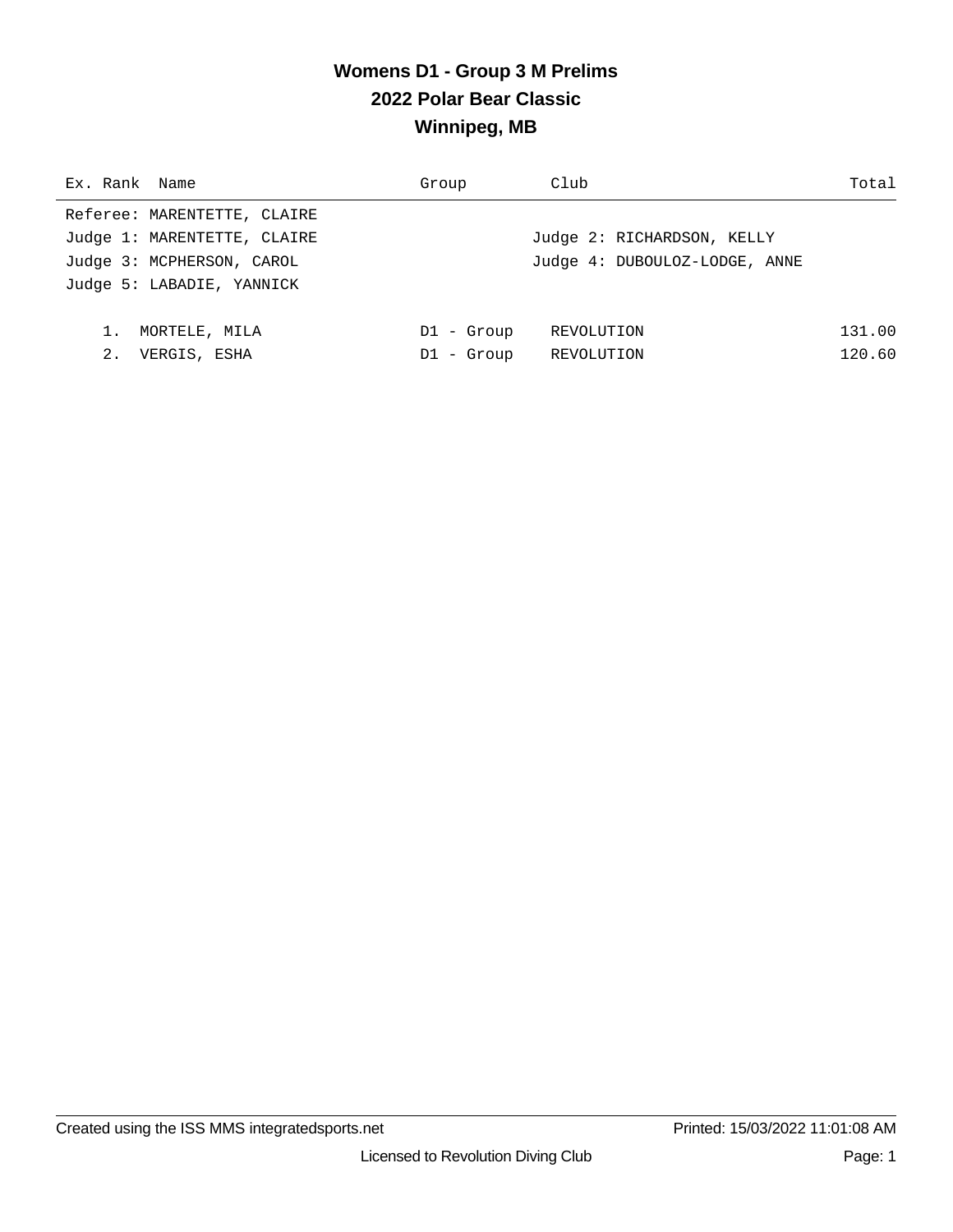# Womens D1 - Group 3 M Prelims
## 2022 Polar Bear Classic
## Winnipeg, MB

| Ex. Rank | Name | Group | Club | Total |
|---|---|---|---|---|
| Referee: MARENTETTE, CLAIRE | | | | |
| Judge 1: MARENTETTE, CLAIRE | | | Judge 2: RICHARDSON, KELLY | |
| Judge 3: MCPHERSON, CAROL | | | Judge 4: DUBOULOZ-LODGE, ANNE | |
| Judge 5: LABADIE, YANNICK | | | | |
| 1. | MORTELE, MILA | D1 - Group | REVOLUTION | 131.00 |
| 2. | VERGIS, ESHA | D1 - Group | REVOLUTION | 120.60 |

Created using the ISS MMS integratedsports.net — Printed: 15/03/2022 11:01:08 AM

Licensed to Revolution Diving Club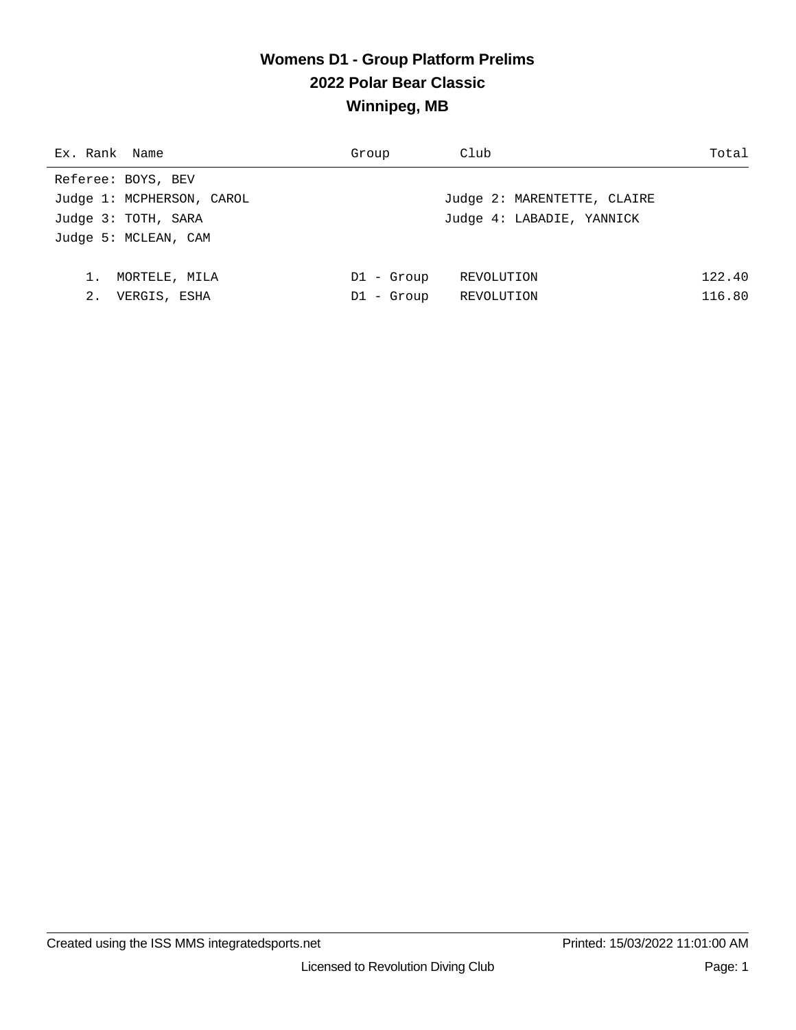# Womens D1 - Group Platform Prelims
## 2022 Polar Bear Classic
## Winnipeg, MB

| Ex. | Rank | Name | Group | Club | Total |
|---|---|---|---|---|---|

Referee: BOYS, BEV
Judge 1: MCPHERSON, CAROL
Judge 2: MARENTETTE, CLAIRE
Judge 3: TOTH, SARA
Judge 4: LABADIE, YANNICK
Judge 5: MCLEAN, CAM

| Ex. | Rank | Name | Group | Club | Total |
|---|---|---|---|---|---|
| | 1. | MORTELE, MILA | D1 - Group | REVOLUTION | 122.40 |
| | 2. | VERGIS, ESHA | D1 - Group | REVOLUTION | 116.80 |

Created using the ISS MMS integratedsports.net
Printed: 15/03/2022 11:01:00 AM
Licensed to Revolution Diving Club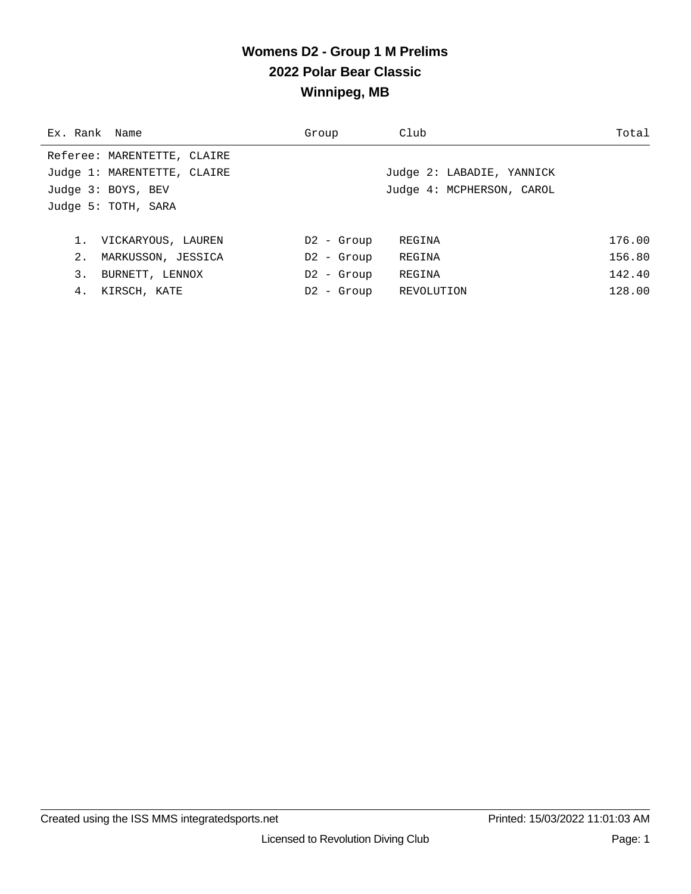# Womens D2 - Group 1 M Prelims
## 2022 Polar Bear Classic
## Winnipeg, MB

| Ex. Rank | Name | Group | Club | Total |
|---|---|---|---|---|
| Referee: MARENTETTE, CLAIRE | | | | |
| Judge 1: MARENTETTE, CLAIRE | | | Judge 2: LABADIE, YANNICK | |
| Judge 3: BOYS, BEV | | | Judge 4: MCPHERSON, CAROL | |
| Judge 5: TOTH, SARA | | | | |
| 1. | VICKARYOUS, LAUREN | D2 - Group | REGINA | 176.00 |
| 2. | MARKUSSON, JESSICA | D2 - Group | REGINA | 156.80 |
| 3. | BURNETT, LENNOX | D2 - Group | REGINA | 142.40 |
| 4. | KIRSCH, KATE | D2 - Group | REVOLUTION | 128.00 |

Created using the ISS MMS integratedsports.net — Printed: 15/03/2022 11:01:03 AM

Licensed to Revolution Diving Club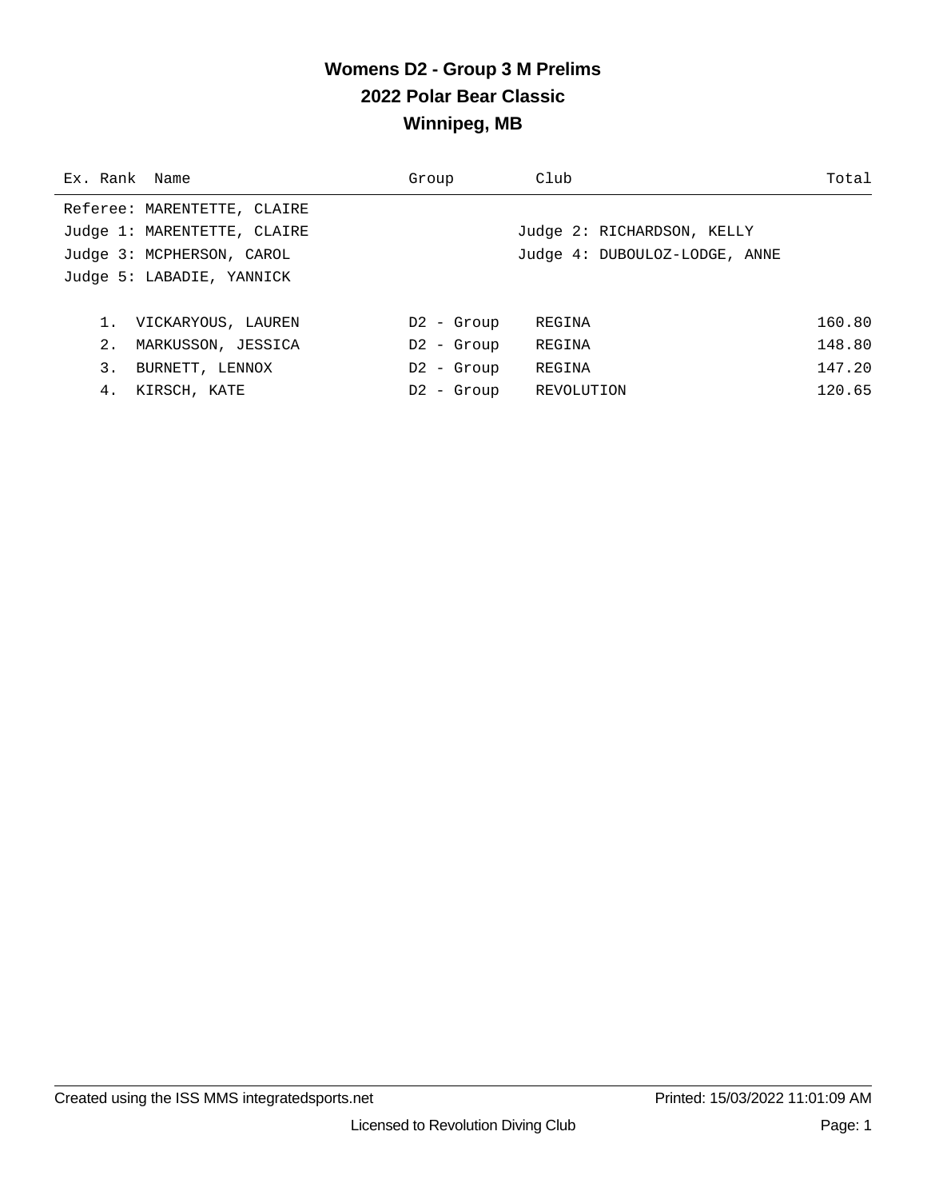# Womens D2 - Group 3 M Prelims

## 2022 Polar Bear Classic

## Winnipeg, MB

| Ex. Rank | Name | Group | Club | Total |
|---|---|---|---|---|

Referee: MARENTETTE, CLAIRE

Judge 1: MARENTETTE, CLAIRE

Judge 2: RICHARDSON, KELLY

Judge 3: MCPHERSON, CAROL

Judge 4: DUBOULOZ-LODGE, ANNE

Judge 5: LABADIE, YANNICK

| Ex. Rank | Name | Group | Club | Total |
|---|---|---|---|---|
| 1. | VICKARYOUS, LAUREN | D2 - Group | REGINA | 160.80 |
| 2. | MARKUSSON, JESSICA | D2 - Group | REGINA | 148.80 |
| 3. | BURNETT, LENNOX | D2 - Group | REGINA | 147.20 |
| 4. | KIRSCH, KATE | D2 - Group | REVOLUTION | 120.65 |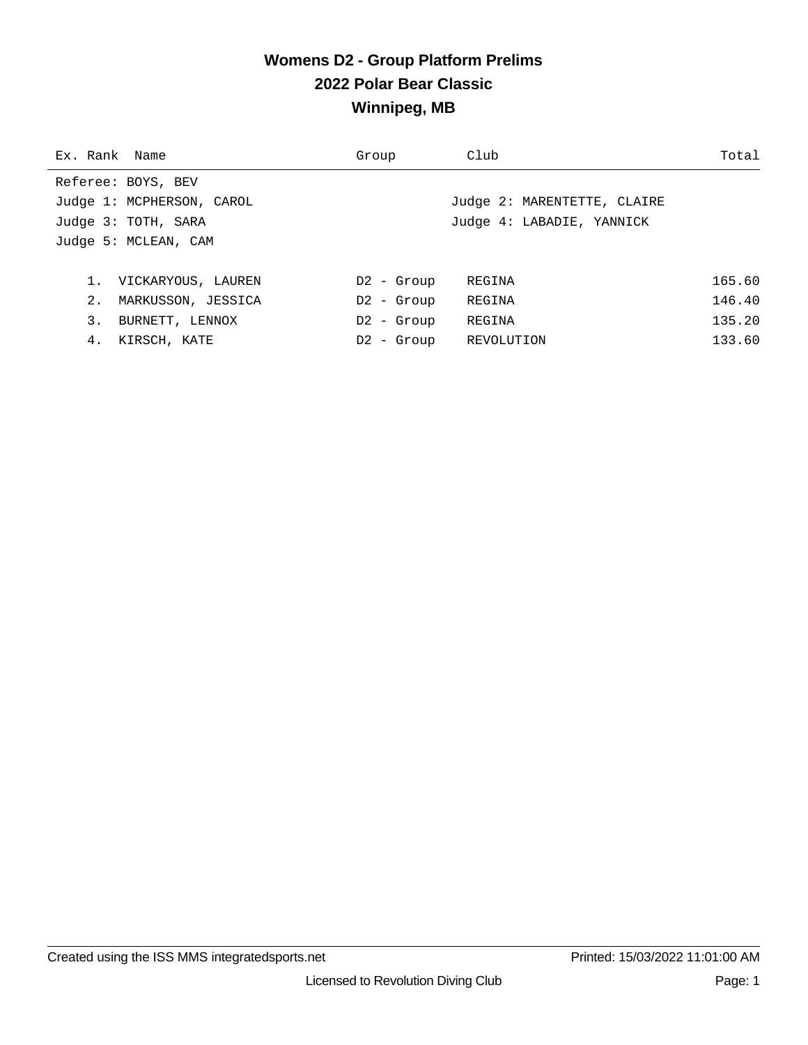# Womens D2 - Group Platform Prelims
## 2022 Polar Bear Classic
## Winnipeg, MB

| Ex. | Rank | Name | Group | Club | Total |
|---|---|---|---|---|---|

Referee: BOYS, BEV

Judge 1: MCPHERSON, CAROL

Judge 2: MARENTETTE, CLAIRE

Judge 3: TOTH, SARA

Judge 4: LABADIE, YANNICK

Judge 5: MCLEAN, CAM

| Ex. | Rank | Name | Group | Club | Total |
|---|---|---|---|---|---|
| | 1. | VICKARYOUS, LAUREN | D2 - Group | REGINA | 165.60 |
| | 2. | MARKUSSON, JESSICA | D2 - Group | REGINA | 146.40 |
| | 3. | BURNETT, LENNOX | D2 - Group | REGINA | 135.20 |
| | 4. | KIRSCH, KATE | D2 - Group | REVOLUTION | 133.60 |

Created using the ISS MMS integratedsports.net

Printed: 15/03/2022 11:01:00 AM

Licensed to Revolution Diving Club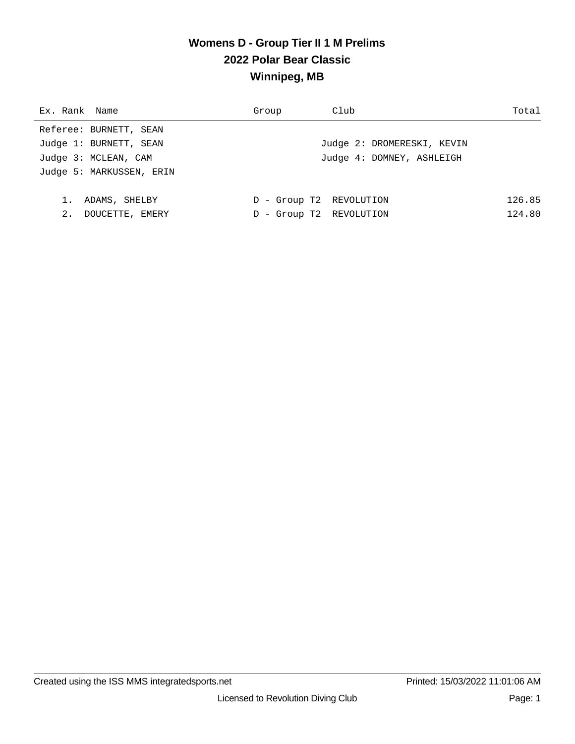# Womens D - Group Tier II 1 M Prelims

## 2022 Polar Bear Classic

## Winnipeg, MB

Referee: BURNETT, SEAN
Judge 1: BURNETT, SEAN
Judge 2: DROMERESKI, KEVIN
Judge 3: MCLEAN, CAM
Judge 4: DOMNEY, ASHLEIGH
Judge 5: MARKUSSEN, ERIN

| Ex. | Rank | Name | Group | Club | Total |
|---|---|---|---|---|---|
| | 1. | ADAMS, SHELBY | D - Group T2 | REVOLUTION | 126.85 |
| | 2. | DOUCETTE, EMERY | D - Group T2 | REVOLUTION | 124.80 |

Created using the ISS MMS integratedsports.net

Printed: 15/03/2022 11:01:06 AM

Licensed to Revolution Diving Club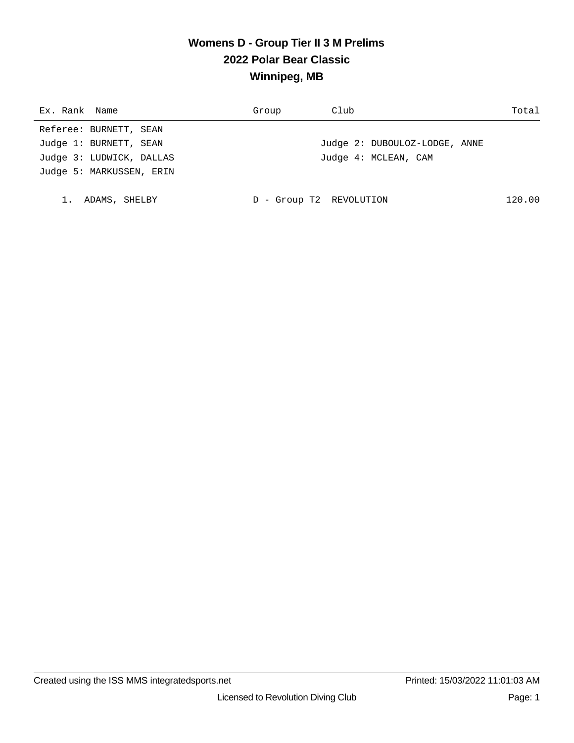# Womens D - Group Tier II 3 M Prelims

## 2022 Polar Bear Classic

## Winnipeg, MB

| Ex. | Rank | Name | Group | Club | Total |
|---|---|---|---|---|---|

Referee: BURNETT, SEAN
Judge 1: BURNETT, SEAN  
Judge 2: DUBOULOZ-LODGE, ANNE
Judge 3: LUDWICK, DALLAS  
Judge 4: MCLEAN, CAM
Judge 5: MARKUSSEN, ERIN

| Ex. | Rank | Name | Group | Club | Total |
|---|---|---|---|---|---|
| | 1. | ADAMS, SHELBY | D - Group T2 | REVOLUTION | 120.00 |

Created using the ISS MMS integratedsports.net  
Printed: 15/03/2022 11:01:03 AM

Licensed to Revolution Diving Club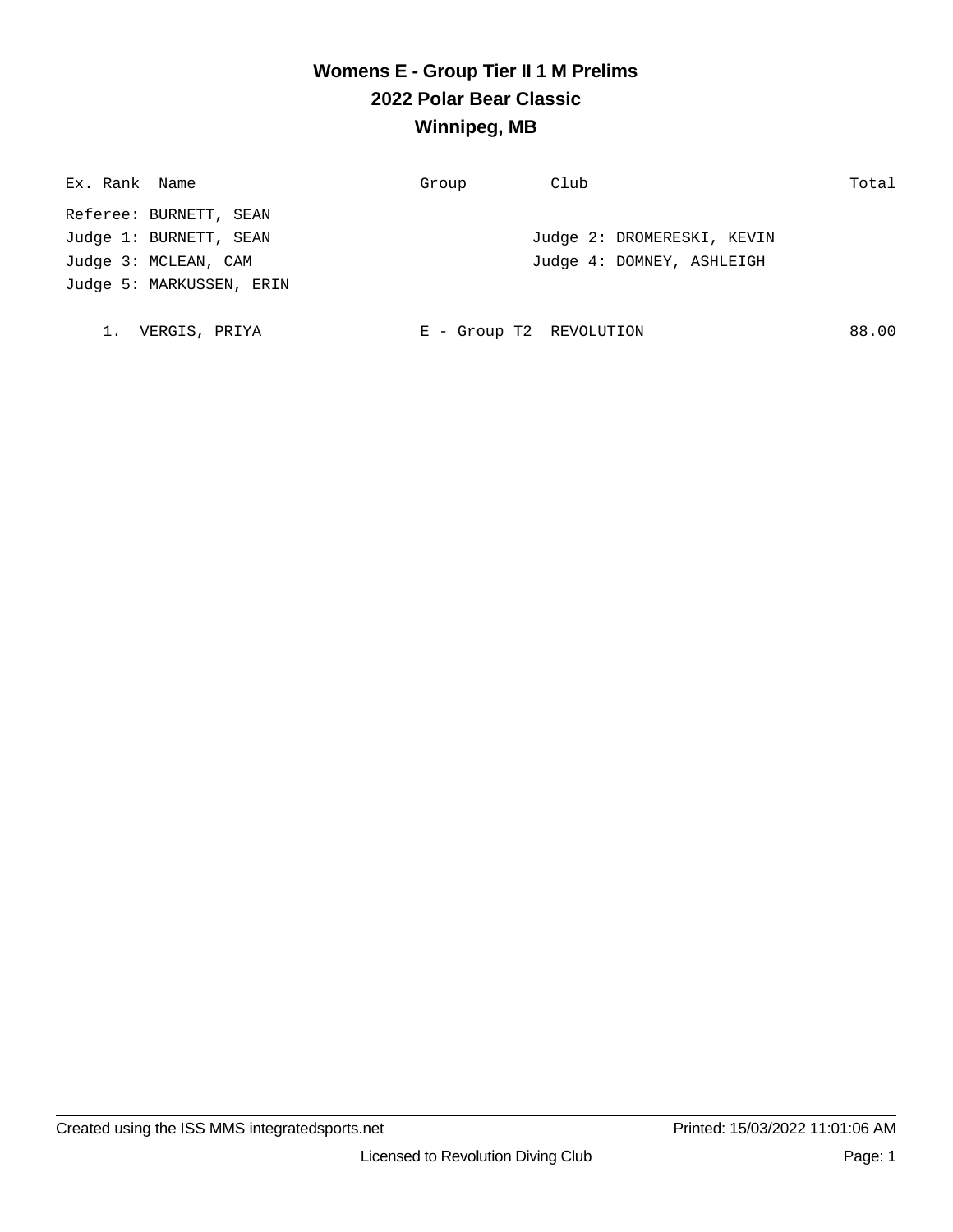# Womens E - Group Tier II 1 M Prelims
## 2022 Polar Bear Classic
## Winnipeg, MB

| Ex. | Rank | Name | Group | Club | Total |
|---|---|---|---|---|---|

Referee: BURNETT, SEAN
Judge 1: BURNETT, SEAN — Judge 2: DROMERESKI, KEVIN
Judge 3: MCLEAN, CAM — Judge 4: DOMNEY, ASHLEIGH
Judge 5: MARKUSSEN, ERIN

| Ex. | Rank | Name | Group | Club | Total |
|---|---|---|---|---|---|
| | 1. | VERGIS, PRIYA | E - Group T2 | REVOLUTION | 88.00 |

Created using the ISS MMS integratedsports.net — Printed: 15/03/2022 11:01:06 AM

Licensed to Revolution Diving Club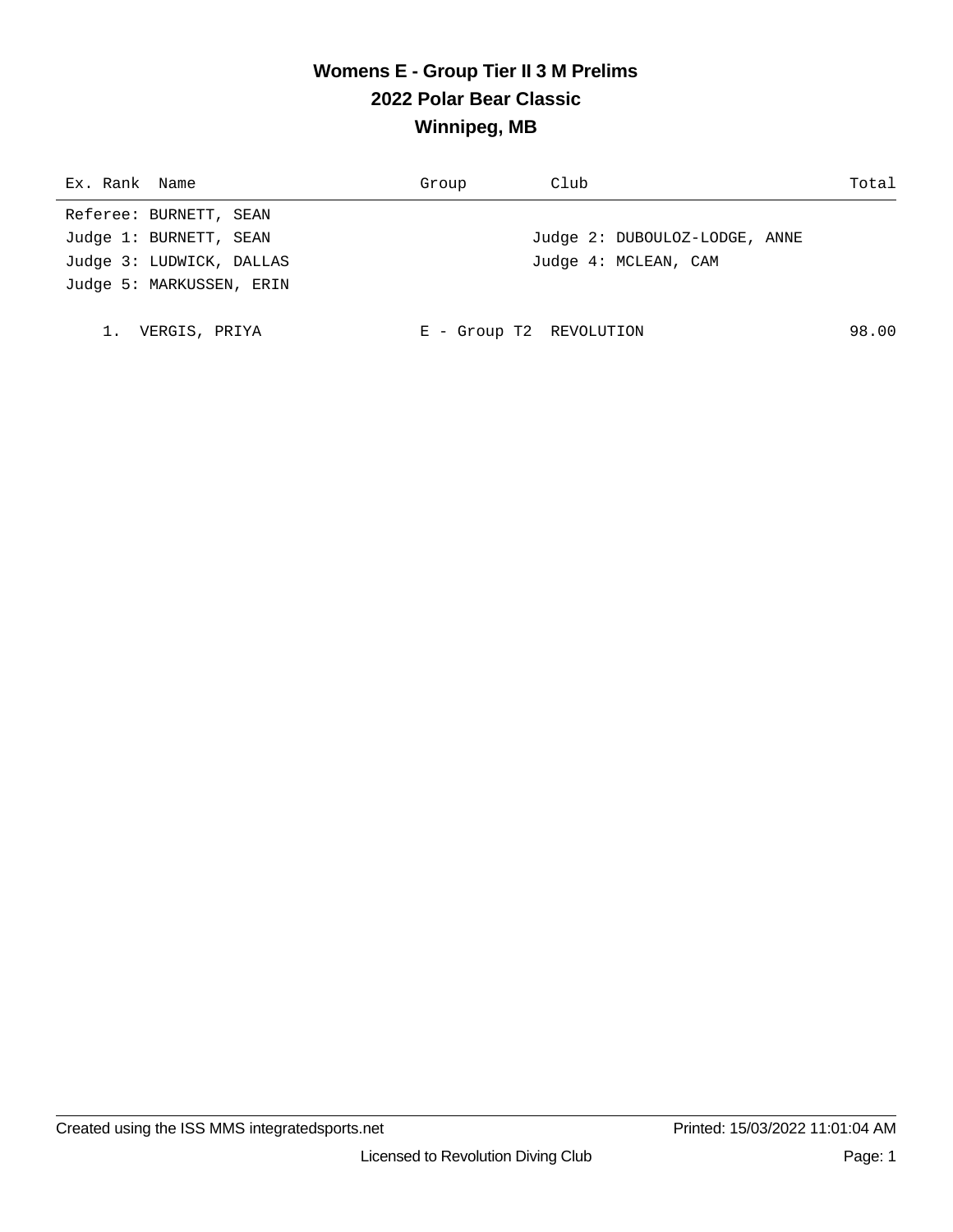# Womens E - Group Tier II 3 M Prelims
## 2022 Polar Bear Classic
## Winnipeg, MB

| Ex. Rank | Name | Group | Club | Total |
|---|---|---|---|---|

Referee: BURNETT, SEAN
Judge 1: BURNETT, SEAN — Judge 2: DUBOULOZ-LODGE, ANNE
Judge 3: LUDWICK, DALLAS — Judge 4: MCLEAN, CAM
Judge 5: MARKUSSEN, ERIN

| Ex. Rank | Name | Group | Club | Total |
|---|---|---|---|---|
| 1. | VERGIS, PRIYA | E - Group T2 | REVOLUTION | 98.00 |

Created using the ISS MMS integratedsports.net — Printed: 15/03/2022 11:01:04 AM

Licensed to Revolution Diving Club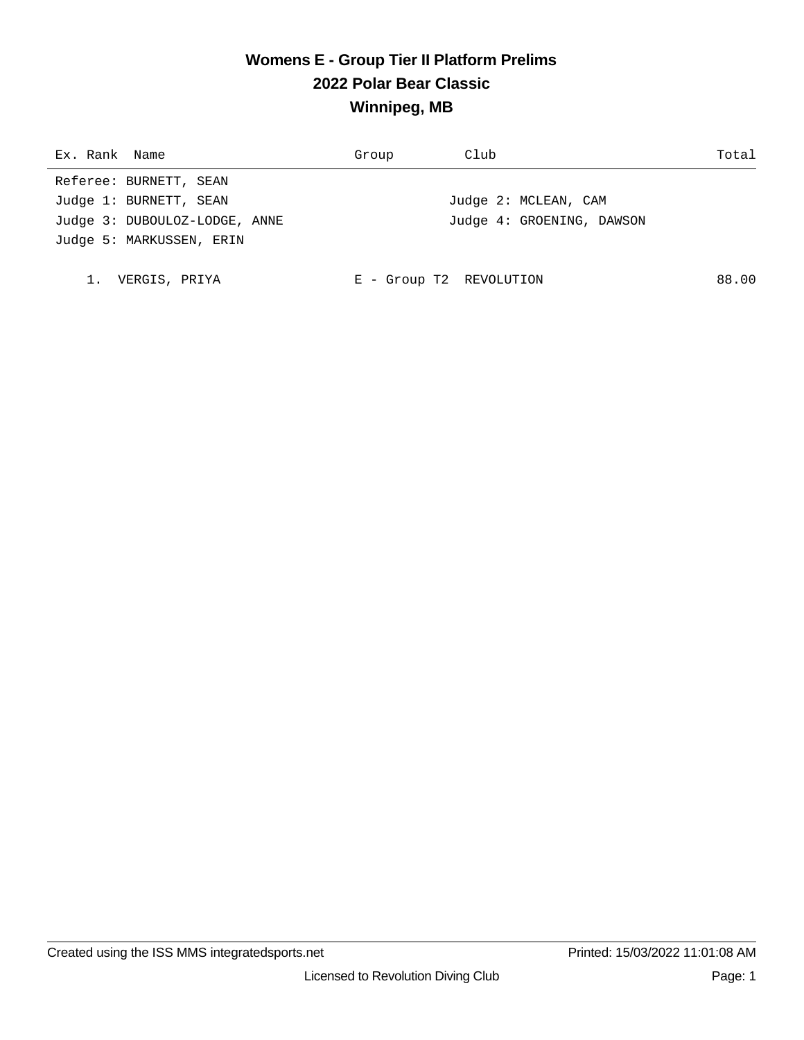# Womens E - Group Tier II Platform Prelims
## 2022 Polar Bear Classic
## Winnipeg, MB

| Ex. | Rank | Name | Group | Club | Total |
|---|---|---|---|---|---|

Referee: BURNETT, SEAN
Judge 1: BURNETT, SEAN
Judge 2: MCLEAN, CAM
Judge 3: DUBOULOZ-LODGE, ANNE
Judge 4: GROENING, DAWSON
Judge 5: MARKUSSEN, ERIN

| Ex. | Rank | Name | Group | Club | Total |
|---|---|---|---|---|---|
| | 1. | VERGIS, PRIYA | E - Group T2 | REVOLUTION | 88.00 |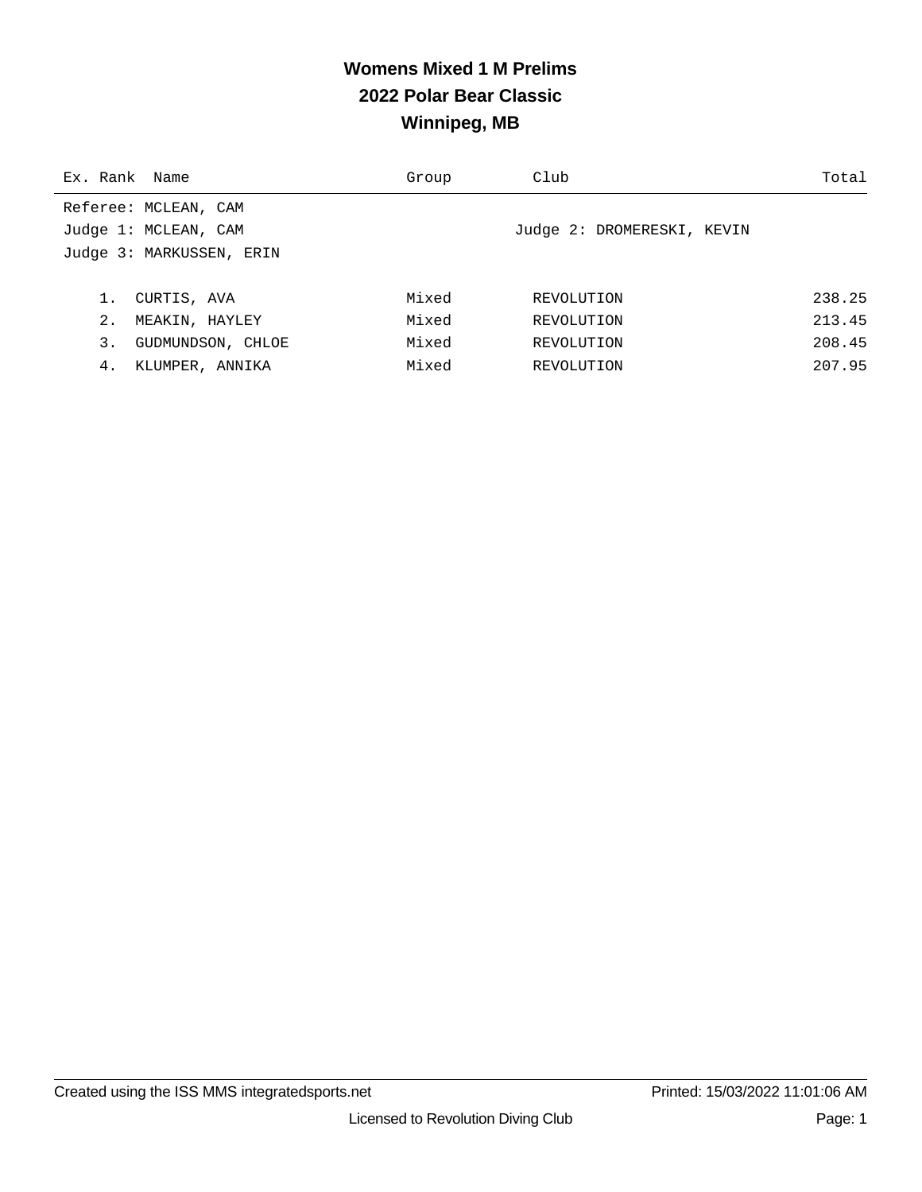# Womens Mixed 1 M Prelims
## 2022 Polar Bear Classic
## Winnipeg, MB

| Ex. | Rank | Name | Group | Club | Total |
|---|---|---|---|---|---|

Referee: MCLEAN, CAM
Judge 1: MCLEAN, CAM    Judge 2: DROMERESKI, KEVIN
Judge 3: MARKUSSEN, ERIN

| Ex. | Rank | Name | Group | Club | Total |
|---|---|---|---|---|---|
| | 1. | CURTIS, AVA | Mixed | REVOLUTION | 238.25 |
| | 2. | MEAKIN, HAYLEY | Mixed | REVOLUTION | 213.45 |
| | 3. | GUDMUNDSON, CHLOE | Mixed | REVOLUTION | 208.45 |
| | 4. | KLUMPER, ANNIKA | Mixed | REVOLUTION | 207.95 |

Created using the ISS MMS integratedsports.net    Printed: 15/03/2022 11:01:06 AM

Licensed to Revolution Diving Club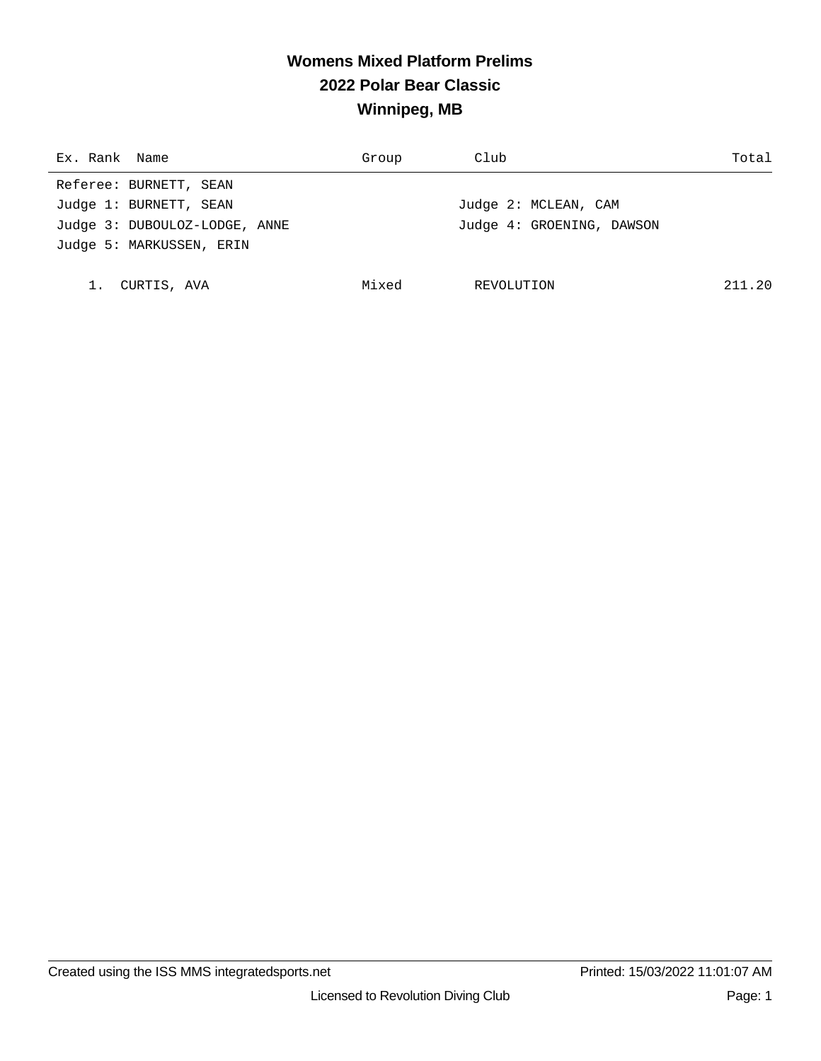# Womens Mixed Platform Prelims

## 2022 Polar Bear Classic

## Winnipeg, MB

| Ex. | Rank | Name | Group | Club | Total |
|---|---|---|---|---|---|

Referee: BURNETT, SEAN

Judge 1: BURNETT, SEAN

Judge 2: MCLEAN, CAM

Judge 3: DUBOULOZ-LODGE, ANNE

Judge 4: GROENING, DAWSON

Judge 5: MARKUSSEN, ERIN

| Ex. | Rank | Name | Group | Club | Total |
|---|---|---|---|---|---|
| | 1. | CURTIS, AVA | Mixed | REVOLUTION | 211.20 |

Created using the ISS MMS integratedsports.net

Printed: 15/03/2022 11:01:07 AM

Licensed to Revolution Diving Club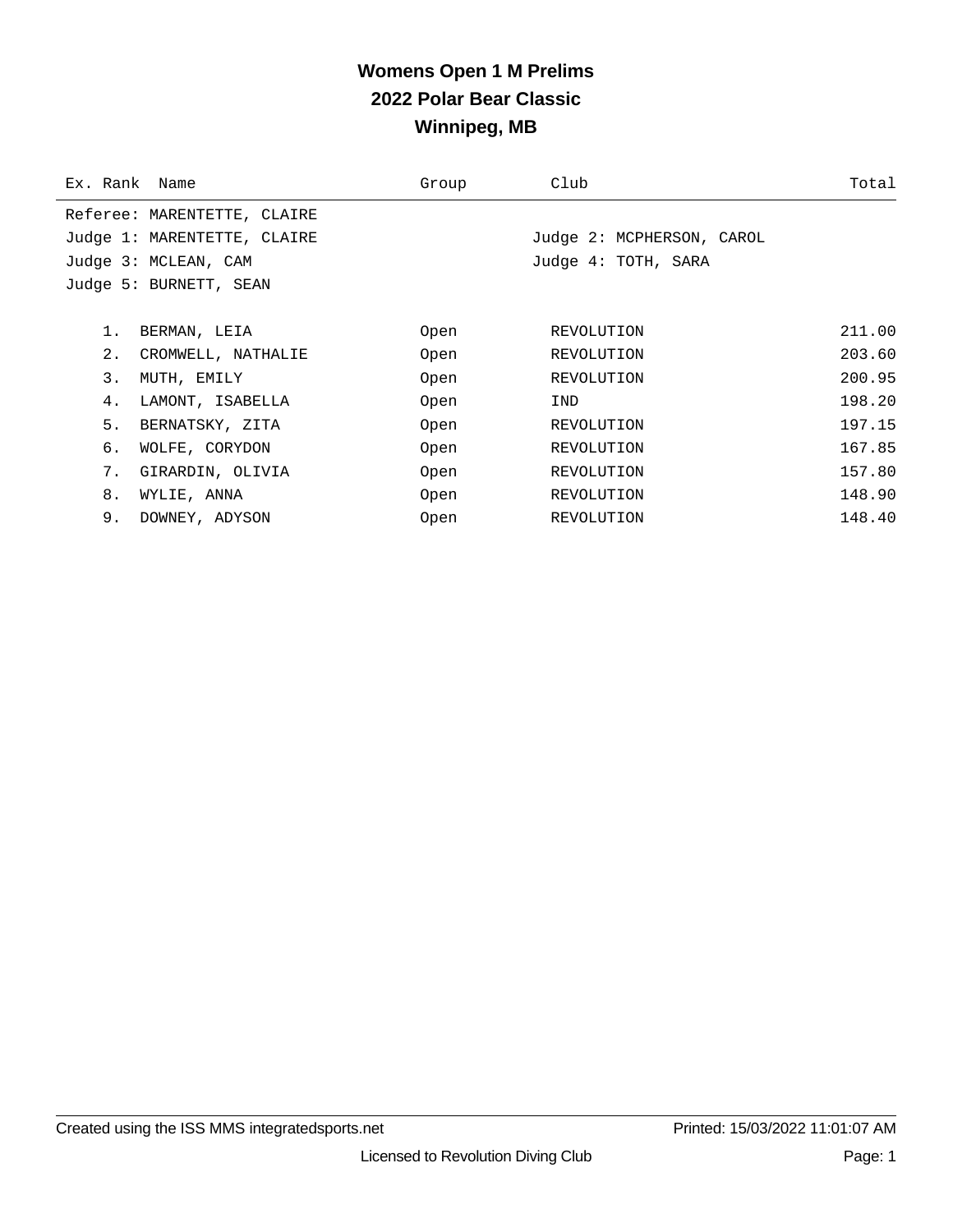# Womens Open 1 M Prelims
## 2022 Polar Bear Classic
## Winnipeg, MB

Referee: MARENTETTE, CLAIRE
Judge 1: MARENTETTE, CLAIRE
Judge 2: MCPHERSON, CAROL
Judge 3: MCLEAN, CAM
Judge 4: TOTH, SARA
Judge 5: BURNETT, SEAN

| Ex. | Rank | Name | Group | Club | Total |
|---|---|---|---|---|---|
| | 1. | BERMAN, LEIA | Open | REVOLUTION | 211.00 |
| | 2. | CROMWELL, NATHALIE | Open | REVOLUTION | 203.60 |
| | 3. | MUTH, EMILY | Open | REVOLUTION | 200.95 |
| | 4. | LAMONT, ISABELLA | Open | IND | 198.20 |
| | 5. | BERNATSKY, ZITA | Open | REVOLUTION | 197.15 |
| | 6. | WOLFE, CORYDON | Open | REVOLUTION | 167.85 |
| | 7. | GIRARDIN, OLIVIA | Open | REVOLUTION | 157.80 |
| | 8. | WYLIE, ANNA | Open | REVOLUTION | 148.90 |
| | 9. | DOWNEY, ADYSON | Open | REVOLUTION | 148.40 |

Created using the ISS MMS integratedsports.net    Printed: 15/03/2022 11:01:07 AM

Licensed to Revolution Diving Club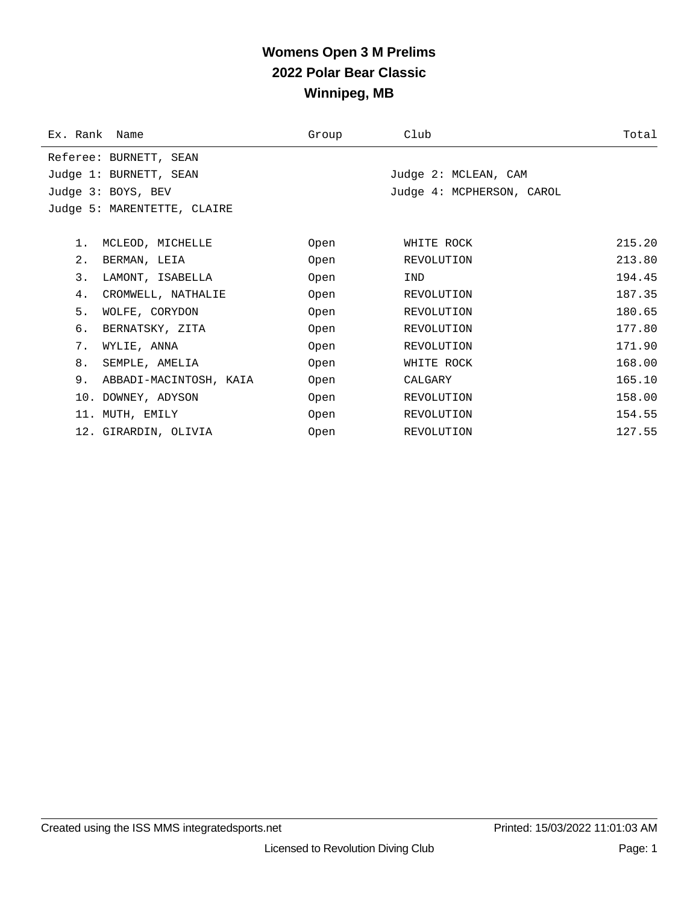# Womens Open 3 M Prelims
## 2022 Polar Bear Classic
## Winnipeg, MB

Referee: BURNETT, SEAN
Judge 1: BURNETT, SEAN — Judge 2: MCLEAN, CAM
Judge 3: BOYS, BEV — Judge 4: MCPHERSON, CAROL
Judge 5: MARENTETTE, CLAIRE

| Ex. | Rank | Name | Group | Club | Total |
|---|---|---|---|---|---|
| | 1. | MCLEOD, MICHELLE | Open | WHITE ROCK | 215.20 |
| | 2. | BERMAN, LEIA | Open | REVOLUTION | 213.80 |
| | 3. | LAMONT, ISABELLA | Open | IND | 194.45 |
| | 4. | CROMWELL, NATHALIE | Open | REVOLUTION | 187.35 |
| | 5. | WOLFE, CORYDON | Open | REVOLUTION | 180.65 |
| | 6. | BERNATSKY, ZITA | Open | REVOLUTION | 177.80 |
| | 7. | WYLIE, ANNA | Open | REVOLUTION | 171.90 |
| | 8. | SEMPLE, AMELIA | Open | WHITE ROCK | 168.00 |
| | 9. | ABBADI-MACINTOSH, KAIA | Open | CALGARY | 165.10 |
| | 10. | DOWNEY, ADYSON | Open | REVOLUTION | 158.00 |
| | 11. | MUTH, EMILY | Open | REVOLUTION | 154.55 |
| | 12. | GIRARDIN, OLIVIA | Open | REVOLUTION | 127.55 |

Created using the ISS MMS integratedsports.net — Printed: 15/03/2022 11:01:03 AM

Licensed to Revolution Diving Club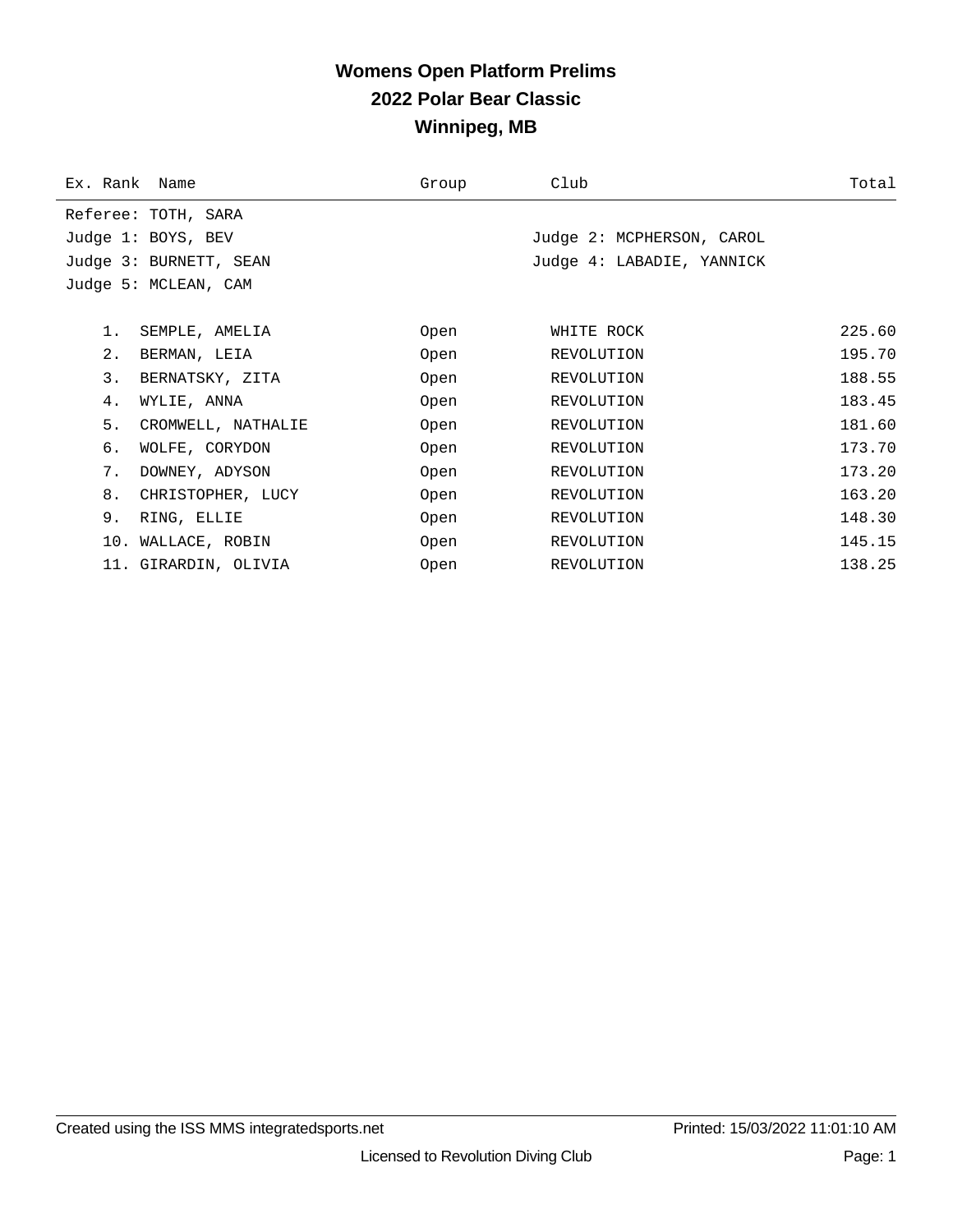# Womens Open Platform Prelims
## 2022 Polar Bear Classic
## Winnipeg, MB

Referee: TOTH, SARA
Judge 1: BOYS, BEV
Judge 2: MCPHERSON, CAROL
Judge 3: BURNETT, SEAN
Judge 4: LABADIE, YANNICK
Judge 5: MCLEAN, CAM

| Ex. Rank | Name | Group | Club | Total |
|---|---|---|---|---|
| 1. | SEMPLE, AMELIA | Open | WHITE ROCK | 225.60 |
| 2. | BERMAN, LEIA | Open | REVOLUTION | 195.70 |
| 3. | BERNATSKY, ZITA | Open | REVOLUTION | 188.55 |
| 4. | WYLIE, ANNA | Open | REVOLUTION | 183.45 |
| 5. | CROMWELL, NATHALIE | Open | REVOLUTION | 181.60 |
| 6. | WOLFE, CORYDON | Open | REVOLUTION | 173.70 |
| 7. | DOWNEY, ADYSON | Open | REVOLUTION | 173.20 |
| 8. | CHRISTOPHER, LUCY | Open | REVOLUTION | 163.20 |
| 9. | RING, ELLIE | Open | REVOLUTION | 148.30 |
| 10. | WALLACE, ROBIN | Open | REVOLUTION | 145.15 |
| 11. | GIRARDIN, OLIVIA | Open | REVOLUTION | 138.25 |

Created using the ISS MMS integratedsports.net
Printed: 15/03/2022 11:01:10 AM
Licensed to Revolution Diving Club